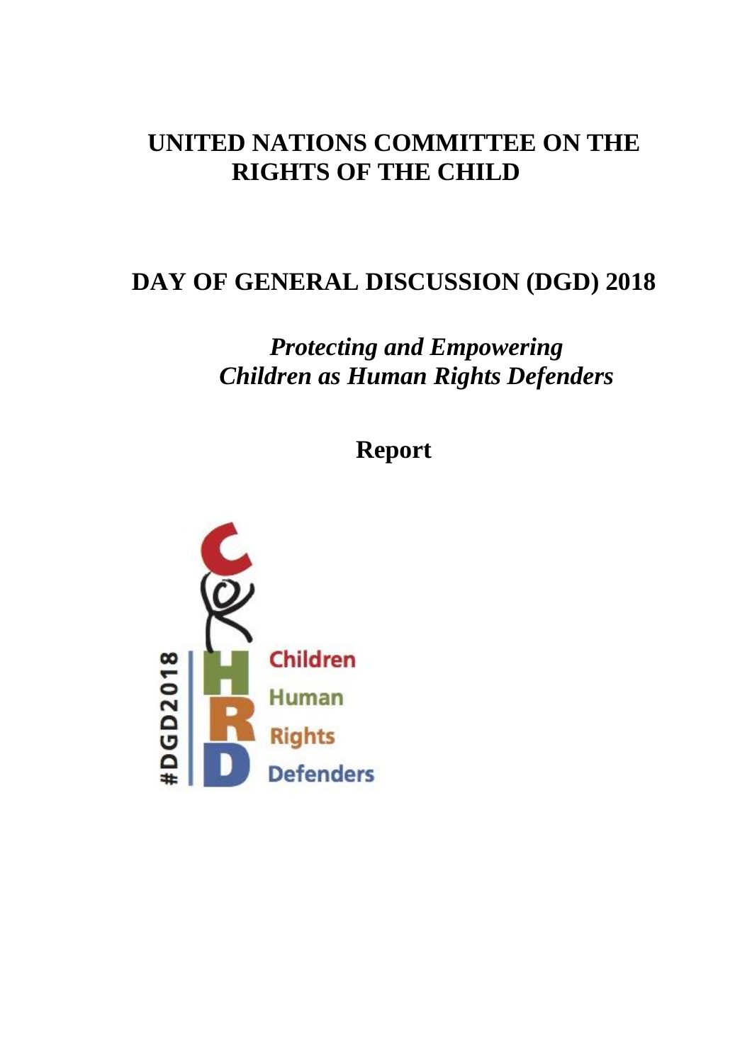# UNITED NATIONS COMMITTEE ON THE RIGHTS OF THE CHILD

## DAY OF GENERAL DISCUSSION (DGD) 2018

***Protecting and Empowering Children as Human Rights Defenders***

**Report**

#DGD2018

Children
Human
Rights
Defenders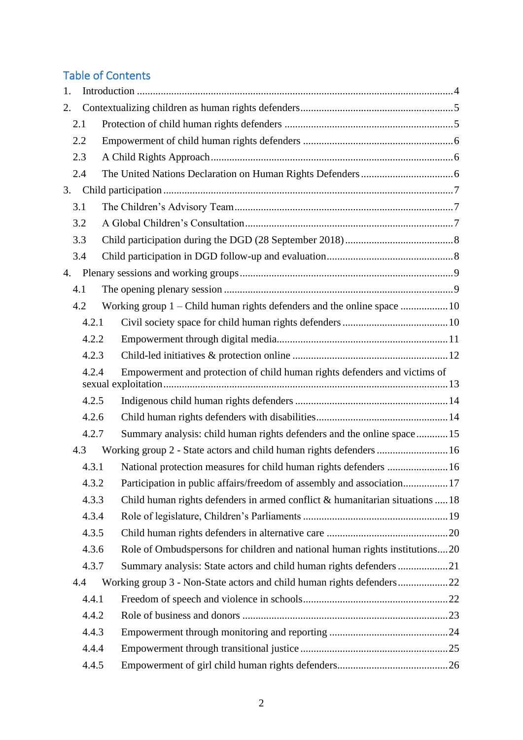## Table of Contents

1. Introduction ....................................................................................................................4
2. Contextualizing children as human rights defenders.........................................................5
   - 2.1 Protection of child human rights defenders ...............................................................5
   - 2.2 Empowerment of child human rights defenders ........................................................6
   - 2.3 A Child Rights Approach.........................................................................................6
   - 2.4 The United Nations Declaration on Human Rights Defenders ..................................6
3. Child participation ............................................................................................................7
   - 3.1 The Children's Advisory Team.................................................................................7
   - 3.2 A Global Children's Consultation..............................................................................7
   - 3.3 Child participation during the DGD (28 September 2018).........................................8
   - 3.4 Child participation in DGD follow-up and evaluation................................................8
4. Plenary sessions and working groups................................................................................9
   - 4.1 The opening plenary session .....................................................................................9
   - 4.2 Working group 1 – Child human rights defenders and the online space .................10
     - 4.2.1 Civil society space for child human rights defenders ........................................10
     - 4.2.2 Empowerment through digital media................................................................11
     - 4.2.3 Child-led initiatives & protection online ..........................................................12
     - 4.2.4 Empowerment and protection of child human rights defenders and victims of sexual exploitation..........................................................................................13
     - 4.2.5 Indigenous child human rights defenders .........................................................14
     - 4.2.6 Child human rights defenders with disabilities.................................................14
     - 4.2.7 Summary analysis: child human rights defenders and the online space ............15
   - 4.3 Working group 2 - State actors and child human rights defenders ..........................16
     - 4.3.1 National protection measures for child human rights defenders .......................16
     - 4.3.2 Participation in public affairs/freedom of assembly and association.................17
     - 4.3.3 Child human rights defenders in armed conflict & humanitarian situations .....18
     - 4.3.4 Role of legislature, Children's Parliaments ......................................................19
     - 4.3.5 Child human rights defenders in alternative care .............................................20
     - 4.3.6 Role of Ombudspersons for children and national human rights institutions....20
     - 4.3.7 Summary analysis: State actors and child human rights defenders ..................21
   - 4.4 Working group 3 - Non-State actors and child human rights defenders..................22
     - 4.4.1 Freedom of speech and violence in schools......................................................22
     - 4.4.2 Role of business and donors ............................................................................23
     - 4.4.3 Empowerment through monitoring and reporting ............................................24
     - 4.4.4 Empowerment through transitional justice .......................................................25
     - 4.4.5 Empowerment of girl child human rights defenders.........................................26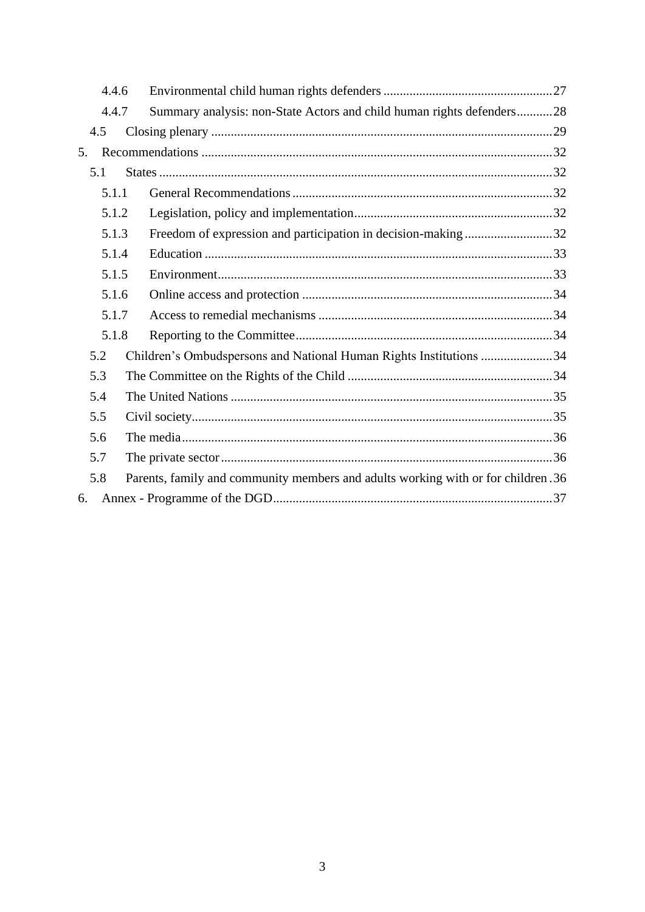4.4.6 Environmental child human rights defenders ....................................................27

4.4.7 Summary analysis: non-State Actors and child human rights defenders...........28

4.5 Closing plenary .........................................................................................................29

5. Recommendations ............................................................................................................32

5.1 States .........................................................................................................................32

5.1.1 General Recommendations ................................................................................32

5.1.2 Legislation, policy and implementation.............................................................32

5.1.3 Freedom of expression and participation in decision-making ...........................32

5.1.4 Education ...........................................................................................................33

5.1.5 Environment.......................................................................................................33

5.1.6 Online access and protection .............................................................................34

5.1.7 Access to remedial mechanisms ........................................................................34

5.1.8 Reporting to the Committee...............................................................................34

5.2 Children's Ombudspersons and National Human Rights Institutions ......................34

5.3 The Committee on the Rights of the Child ...............................................................34

5.4 The United Nations ...................................................................................................35

5.5 Civil society..............................................................................................................35

5.6 The media..................................................................................................................36

5.7 The private sector......................................................................................................36

5.8 Parents, family and community members and adults working with or for children .36

6. Annex - Programme of the DGD......................................................................................37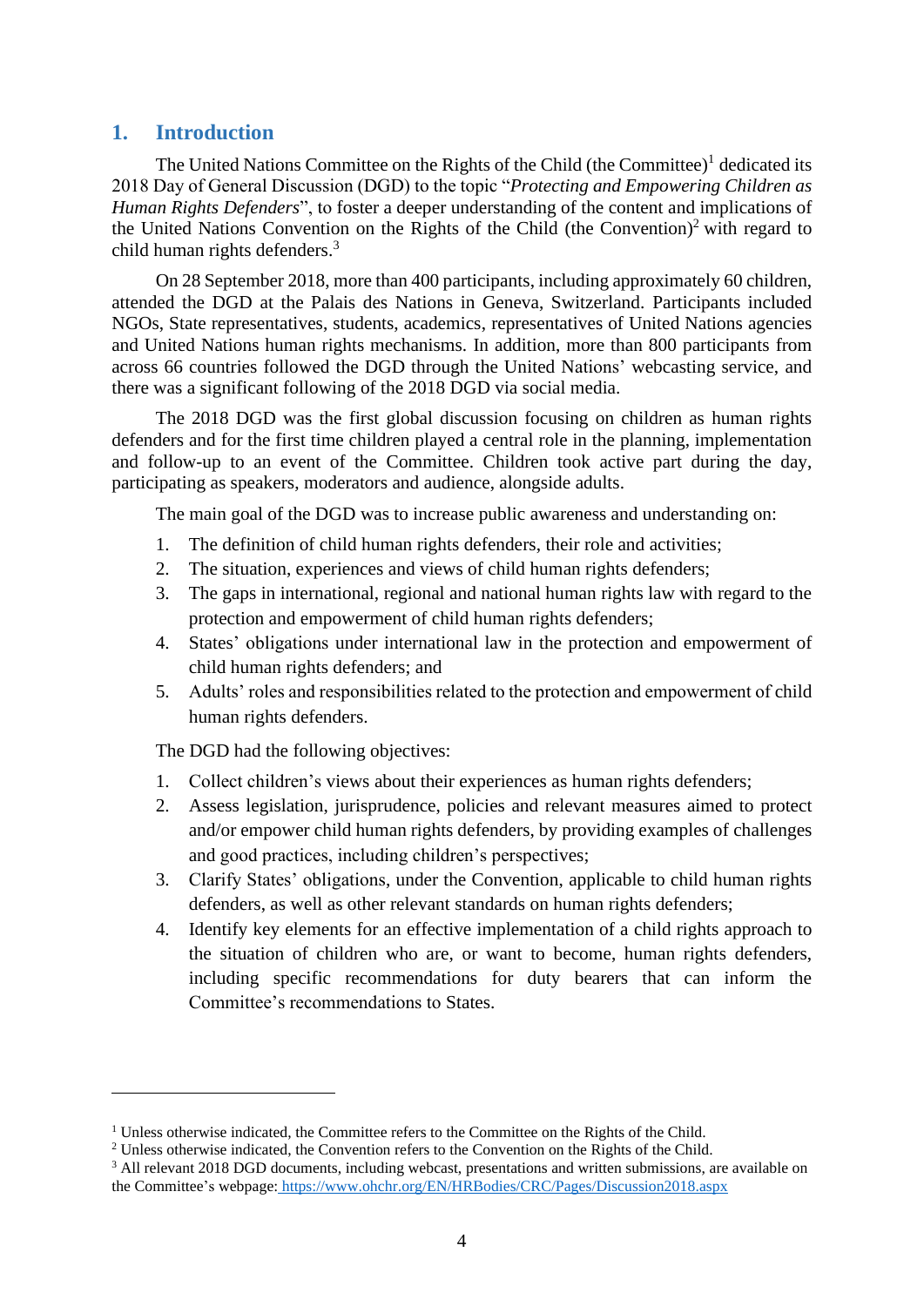## 1. Introduction

The United Nations Committee on the Rights of the Child (the Committee)[1] dedicated its 2018 Day of General Discussion (DGD) to the topic "*Protecting and Empowering Children as Human Rights Defenders*", to foster a deeper understanding of the content and implications of the United Nations Convention on the Rights of the Child (the Convention)[2] with regard to child human rights defenders.[3]

On 28 September 2018, more than 400 participants, including approximately 60 children, attended the DGD at the Palais des Nations in Geneva, Switzerland. Participants included NGOs, State representatives, students, academics, representatives of United Nations agencies and United Nations human rights mechanisms. In addition, more than 800 participants from across 66 countries followed the DGD through the United Nations' webcasting service, and there was a significant following of the 2018 DGD via social media.

The 2018 DGD was the first global discussion focusing on children as human rights defenders and for the first time children played a central role in the planning, implementation and follow-up to an event of the Committee. Children took active part during the day, participating as speakers, moderators and audience, alongside adults.

The main goal of the DGD was to increase public awareness and understanding on:

1. The definition of child human rights defenders, their role and activities;
2. The situation, experiences and views of child human rights defenders;
3. The gaps in international, regional and national human rights law with regard to the protection and empowerment of child human rights defenders;
4. States' obligations under international law in the protection and empowerment of child human rights defenders; and
5. Adults' roles and responsibilities related to the protection and empowerment of child human rights defenders.

The DGD had the following objectives:

1. Collect children's views about their experiences as human rights defenders;
2. Assess legislation, jurisprudence, policies and relevant measures aimed to protect and/or empower child human rights defenders, by providing examples of challenges and good practices, including children's perspectives;
3. Clarify States' obligations, under the Convention, applicable to child human rights defenders, as well as other relevant standards on human rights defenders;
4. Identify key elements for an effective implementation of a child rights approach to the situation of children who are, or want to become, human rights defenders, including specific recommendations for duty bearers that can inform the Committee's recommendations to States.

---

[1] Unless otherwise indicated, the Committee refers to the Committee on the Rights of the Child.

[2] Unless otherwise indicated, the Convention refers to the Convention on the Rights of the Child.

[3] All relevant 2018 DGD documents, including webcast, presentations and written submissions, are available on the Committee's webpage: https://www.ohchr.org/EN/HRBodies/CRC/Pages/Discussion2018.aspx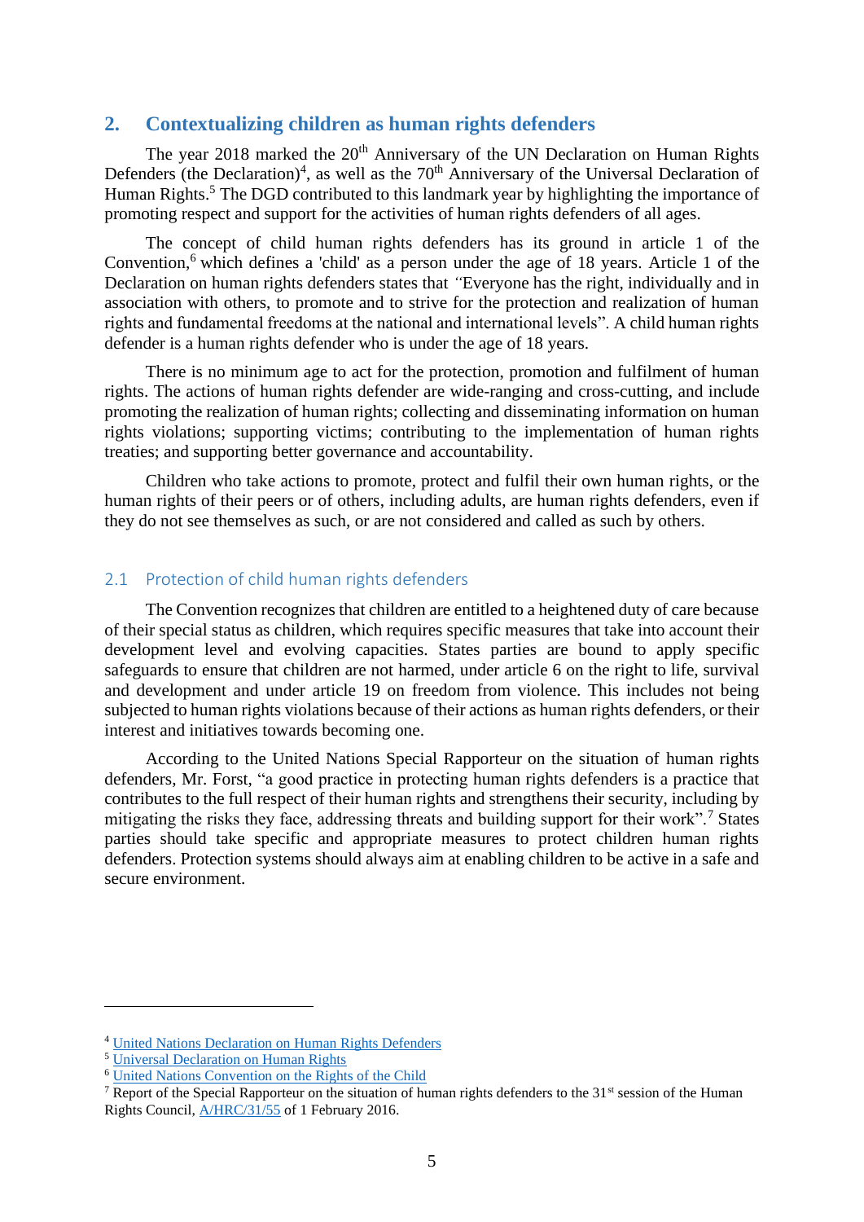## 2. Contextualizing children as human rights defenders

The year 2018 marked the 20th Anniversary of the UN Declaration on Human Rights Defenders (the Declaration)[4], as well as the 70th Anniversary of the Universal Declaration of Human Rights.[5] The DGD contributed to this landmark year by highlighting the importance of promoting respect and support for the activities of human rights defenders of all ages.

The concept of child human rights defenders has its ground in article 1 of the Convention,[6] which defines a 'child' as a person under the age of 18 years. Article 1 of the Declaration on human rights defenders states that *"*Everyone has the right, individually and in association with others, to promote and to strive for the protection and realization of human rights and fundamental freedoms at the national and international levels". A child human rights defender is a human rights defender who is under the age of 18 years.

There is no minimum age to act for the protection, promotion and fulfilment of human rights. The actions of human rights defender are wide-ranging and cross-cutting, and include promoting the realization of human rights; collecting and disseminating information on human rights violations; supporting victims; contributing to the implementation of human rights treaties; and supporting better governance and accountability.

Children who take actions to promote, protect and fulfil their own human rights, or the human rights of their peers or of others, including adults, are human rights defenders, even if they do not see themselves as such, or are not considered and called as such by others.

### 2.1 Protection of child human rights defenders

The Convention recognizes that children are entitled to a heightened duty of care because of their special status as children, which requires specific measures that take into account their development level and evolving capacities. States parties are bound to apply specific safeguards to ensure that children are not harmed, under article 6 on the right to life, survival and development and under article 19 on freedom from violence. This includes not being subjected to human rights violations because of their actions as human rights defenders, or their interest and initiatives towards becoming one.

According to the United Nations Special Rapporteur on the situation of human rights defenders, Mr. Forst, "a good practice in protecting human rights defenders is a practice that contributes to the full respect of their human rights and strengthens their security, including by mitigating the risks they face, addressing threats and building support for their work".[7] States parties should take specific and appropriate measures to protect children human rights defenders. Protection systems should always aim at enabling children to be active in a safe and secure environment.

---

[4] United Nations Declaration on Human Rights Defenders

[5] Universal Declaration on Human Rights

[6] United Nations Convention on the Rights of the Child

[7] Report of the Special Rapporteur on the situation of human rights defenders to the 31st session of the Human Rights Council, A/HRC/31/55 of 1 February 2016.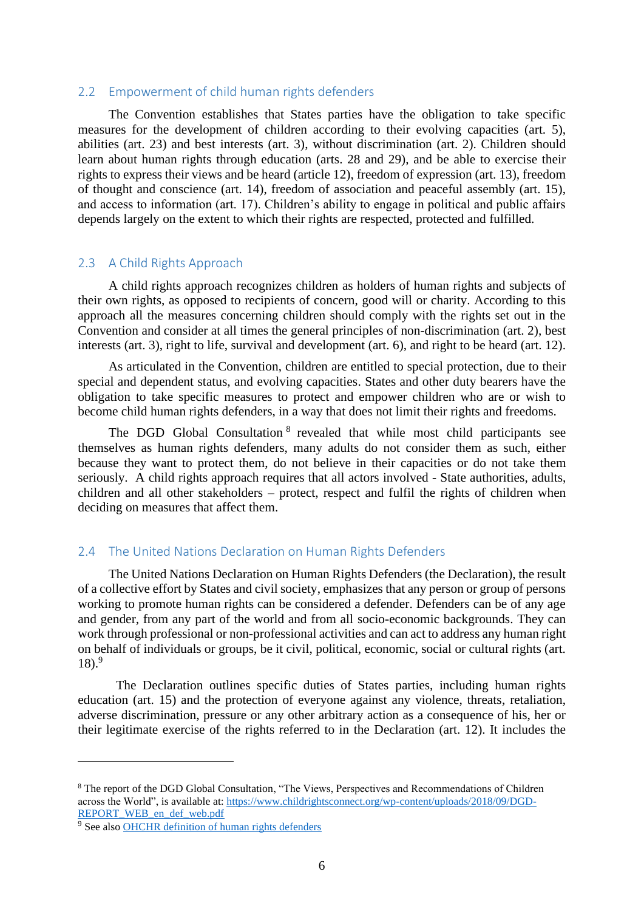## 2.2 Empowerment of child human rights defenders

The Convention establishes that States parties have the obligation to take specific measures for the development of children according to their evolving capacities (art. 5), abilities (art. 23) and best interests (art. 3), without discrimination (art. 2). Children should learn about human rights through education (arts. 28 and 29), and be able to exercise their rights to express their views and be heard (article 12), freedom of expression (art. 13), freedom of thought and conscience (art. 14), freedom of association and peaceful assembly (art. 15), and access to information (art. 17). Children's ability to engage in political and public affairs depends largely on the extent to which their rights are respected, protected and fulfilled.

## 2.3 A Child Rights Approach

A child rights approach recognizes children as holders of human rights and subjects of their own rights, as opposed to recipients of concern, good will or charity. According to this approach all the measures concerning children should comply with the rights set out in the Convention and consider at all times the general principles of non-discrimination (art. 2), best interests (art. 3), right to life, survival and development (art. 6), and right to be heard (art. 12).

As articulated in the Convention, children are entitled to special protection, due to their special and dependent status, and evolving capacities. States and other duty bearers have the obligation to take specific measures to protect and empower children who are or wish to become child human rights defenders, in a way that does not limit their rights and freedoms.

The DGD Global Consultation[8] revealed that while most child participants see themselves as human rights defenders, many adults do not consider them as such, either because they want to protect them, do not believe in their capacities or do not take them seriously. A child rights approach requires that all actors involved - State authorities, adults, children and all other stakeholders – protect, respect and fulfil the rights of children when deciding on measures that affect them.

## 2.4 The United Nations Declaration on Human Rights Defenders

The United Nations Declaration on Human Rights Defenders (the Declaration), the result of a collective effort by States and civil society, emphasizes that any person or group of persons working to promote human rights can be considered a defender. Defenders can be of any age and gender, from any part of the world and from all socio-economic backgrounds. They can work through professional or non-professional activities and can act to address any human right on behalf of individuals or groups, be it civil, political, economic, social or cultural rights (art. 18).[9]

The Declaration outlines specific duties of States parties, including human rights education (art. 15) and the protection of everyone against any violence, threats, retaliation, adverse discrimination, pressure or any other arbitrary action as a consequence of his, her or their legitimate exercise of the rights referred to in the Declaration (art. 12). It includes the

---

[8] The report of the DGD Global Consultation, "The Views, Perspectives and Recommendations of Children across the World", is available at: https://www.childrightsconnect.org/wp-content/uploads/2018/09/DGD-REPORT_WEB_en_def_web.pdf

[9] See also OHCHR definition of human rights defenders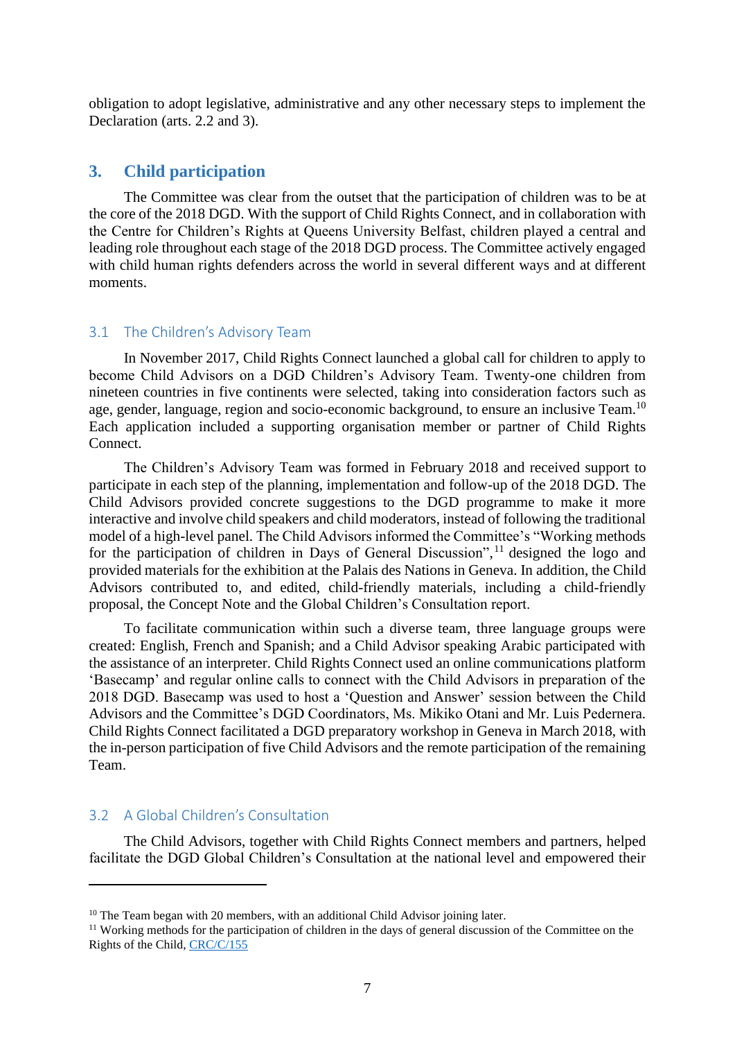obligation to adopt legislative, administrative and any other necessary steps to implement the Declaration (arts. 2.2 and 3).

## 3. Child participation

The Committee was clear from the outset that the participation of children was to be at the core of the 2018 DGD. With the support of Child Rights Connect, and in collaboration with the Centre for Children's Rights at Queens University Belfast, children played a central and leading role throughout each stage of the 2018 DGD process. The Committee actively engaged with child human rights defenders across the world in several different ways and at different moments.

### 3.1 The Children's Advisory Team

In November 2017, Child Rights Connect launched a global call for children to apply to become Child Advisors on a DGD Children's Advisory Team. Twenty-one children from nineteen countries in five continents were selected, taking into consideration factors such as age, gender, language, region and socio-economic background, to ensure an inclusive Team.[10] Each application included a supporting organisation member or partner of Child Rights Connect.

The Children's Advisory Team was formed in February 2018 and received support to participate in each step of the planning, implementation and follow-up of the 2018 DGD. The Child Advisors provided concrete suggestions to the DGD programme to make it more interactive and involve child speakers and child moderators, instead of following the traditional model of a high-level panel. The Child Advisors informed the Committee's "Working methods for the participation of children in Days of General Discussion",[11] designed the logo and provided materials for the exhibition at the Palais des Nations in Geneva. In addition, the Child Advisors contributed to, and edited, child-friendly materials, including a child-friendly proposal, the Concept Note and the Global Children's Consultation report.

To facilitate communication within such a diverse team, three language groups were created: English, French and Spanish; and a Child Advisor speaking Arabic participated with the assistance of an interpreter. Child Rights Connect used an online communications platform 'Basecamp' and regular online calls to connect with the Child Advisors in preparation of the 2018 DGD. Basecamp was used to host a 'Question and Answer' session between the Child Advisors and the Committee's DGD Coordinators, Ms. Mikiko Otani and Mr. Luis Pedernera. Child Rights Connect facilitated a DGD preparatory workshop in Geneva in March 2018, with the in-person participation of five Child Advisors and the remote participation of the remaining Team.

### 3.2 A Global Children's Consultation

The Child Advisors, together with Child Rights Connect members and partners, helped facilitate the DGD Global Children's Consultation at the national level and empowered their

---

[10] The Team began with 20 members, with an additional Child Advisor joining later.

[11] Working methods for the participation of children in the days of general discussion of the Committee on the Rights of the Child, CRC/C/155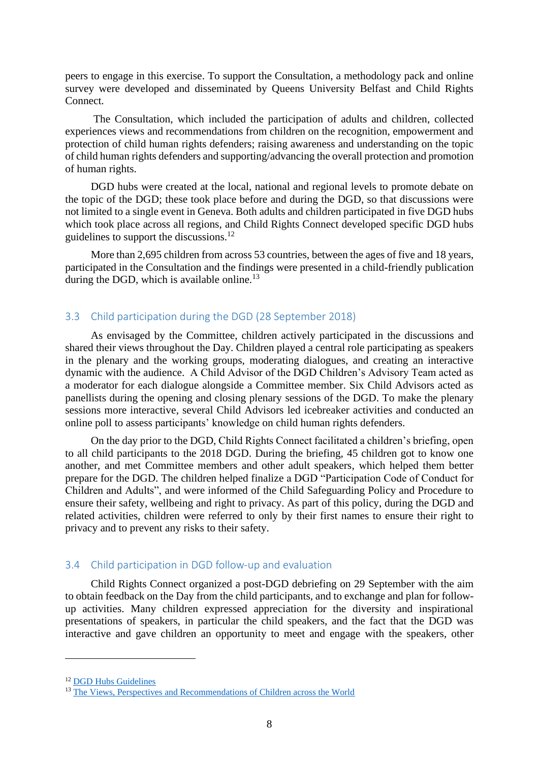peers to engage in this exercise. To support the Consultation, a methodology pack and online survey were developed and disseminated by Queens University Belfast and Child Rights Connect.

The Consultation, which included the participation of adults and children, collected experiences views and recommendations from children on the recognition, empowerment and protection of child human rights defenders; raising awareness and understanding on the topic of child human rights defenders and supporting/advancing the overall protection and promotion of human rights.

DGD hubs were created at the local, national and regional levels to promote debate on the topic of the DGD; these took place before and during the DGD, so that discussions were not limited to a single event in Geneva. Both adults and children participated in five DGD hubs which took place across all regions, and Child Rights Connect developed specific DGD hubs guidelines to support the discussions.[12]

More than 2,695 children from across 53 countries, between the ages of five and 18 years, participated in the Consultation and the findings were presented in a child-friendly publication during the DGD, which is available online.[13]

### 3.3 Child participation during the DGD (28 September 2018)

As envisaged by the Committee, children actively participated in the discussions and shared their views throughout the Day. Children played a central role participating as speakers in the plenary and the working groups, moderating dialogues, and creating an interactive dynamic with the audience. A Child Advisor of the DGD Children's Advisory Team acted as a moderator for each dialogue alongside a Committee member. Six Child Advisors acted as panellists during the opening and closing plenary sessions of the DGD. To make the plenary sessions more interactive, several Child Advisors led icebreaker activities and conducted an online poll to assess participants' knowledge on child human rights defenders.

On the day prior to the DGD, Child Rights Connect facilitated a children's briefing, open to all child participants to the 2018 DGD. During the briefing, 45 children got to know one another, and met Committee members and other adult speakers, which helped them better prepare for the DGD. The children helped finalize a DGD "Participation Code of Conduct for Children and Adults", and were informed of the Child Safeguarding Policy and Procedure to ensure their safety, wellbeing and right to privacy. As part of this policy, during the DGD and related activities, children were referred to only by their first names to ensure their right to privacy and to prevent any risks to their safety.

### 3.4 Child participation in DGD follow-up and evaluation

Child Rights Connect organized a post-DGD debriefing on 29 September with the aim to obtain feedback on the Day from the child participants, and to exchange and plan for follow-up activities. Many children expressed appreciation for the diversity and inspirational presentations of speakers, in particular the child speakers, and the fact that the DGD was interactive and gave children an opportunity to meet and engage with the speakers, other

---

[12] DGD Hubs Guidelines

[13] The Views, Perspectives and Recommendations of Children across the World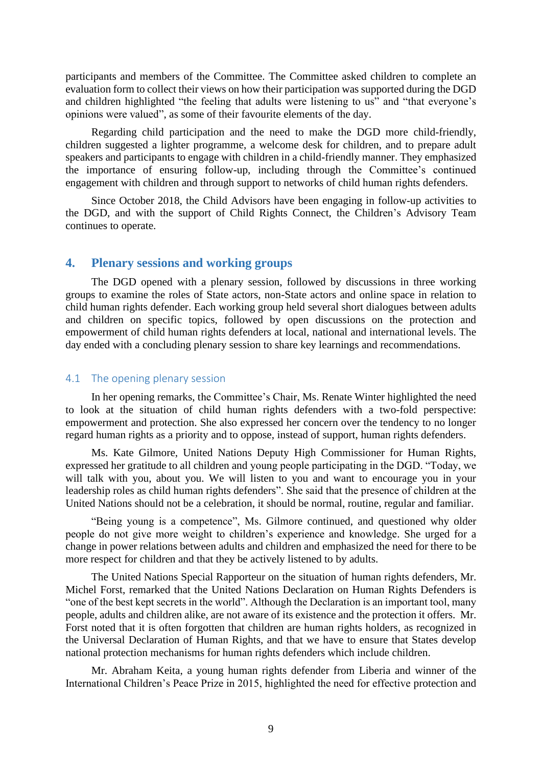participants and members of the Committee. The Committee asked children to complete an evaluation form to collect their views on how their participation was supported during the DGD and children highlighted "the feeling that adults were listening to us" and "that everyone's opinions were valued", as some of their favourite elements of the day.

Regarding child participation and the need to make the DGD more child-friendly, children suggested a lighter programme, a welcome desk for children, and to prepare adult speakers and participants to engage with children in a child-friendly manner. They emphasized the importance of ensuring follow-up, including through the Committee's continued engagement with children and through support to networks of child human rights defenders.

Since October 2018, the Child Advisors have been engaging in follow-up activities to the DGD, and with the support of Child Rights Connect, the Children's Advisory Team continues to operate.

## 4. Plenary sessions and working groups

The DGD opened with a plenary session, followed by discussions in three working groups to examine the roles of State actors, non-State actors and online space in relation to child human rights defender. Each working group held several short dialogues between adults and children on specific topics, followed by open discussions on the protection and empowerment of child human rights defenders at local, national and international levels. The day ended with a concluding plenary session to share key learnings and recommendations.

### 4.1 The opening plenary session

In her opening remarks, the Committee's Chair, Ms. Renate Winter highlighted the need to look at the situation of child human rights defenders with a two-fold perspective: empowerment and protection. She also expressed her concern over the tendency to no longer regard human rights as a priority and to oppose, instead of support, human rights defenders.

Ms. Kate Gilmore, United Nations Deputy High Commissioner for Human Rights, expressed her gratitude to all children and young people participating in the DGD. "Today, we will talk with you, about you. We will listen to you and want to encourage you in your leadership roles as child human rights defenders". She said that the presence of children at the United Nations should not be a celebration, it should be normal, routine, regular and familiar.

"Being young is a competence", Ms. Gilmore continued, and questioned why older people do not give more weight to children's experience and knowledge. She urged for a change in power relations between adults and children and emphasized the need for there to be more respect for children and that they be actively listened to by adults.

The United Nations Special Rapporteur on the situation of human rights defenders, Mr. Michel Forst, remarked that the United Nations Declaration on Human Rights Defenders is "one of the best kept secrets in the world". Although the Declaration is an important tool, many people, adults and children alike, are not aware of its existence and the protection it offers. Mr. Forst noted that it is often forgotten that children are human rights holders, as recognized in the Universal Declaration of Human Rights, and that we have to ensure that States develop national protection mechanisms for human rights defenders which include children.

Mr. Abraham Keita, a young human rights defender from Liberia and winner of the International Children's Peace Prize in 2015, highlighted the need for effective protection and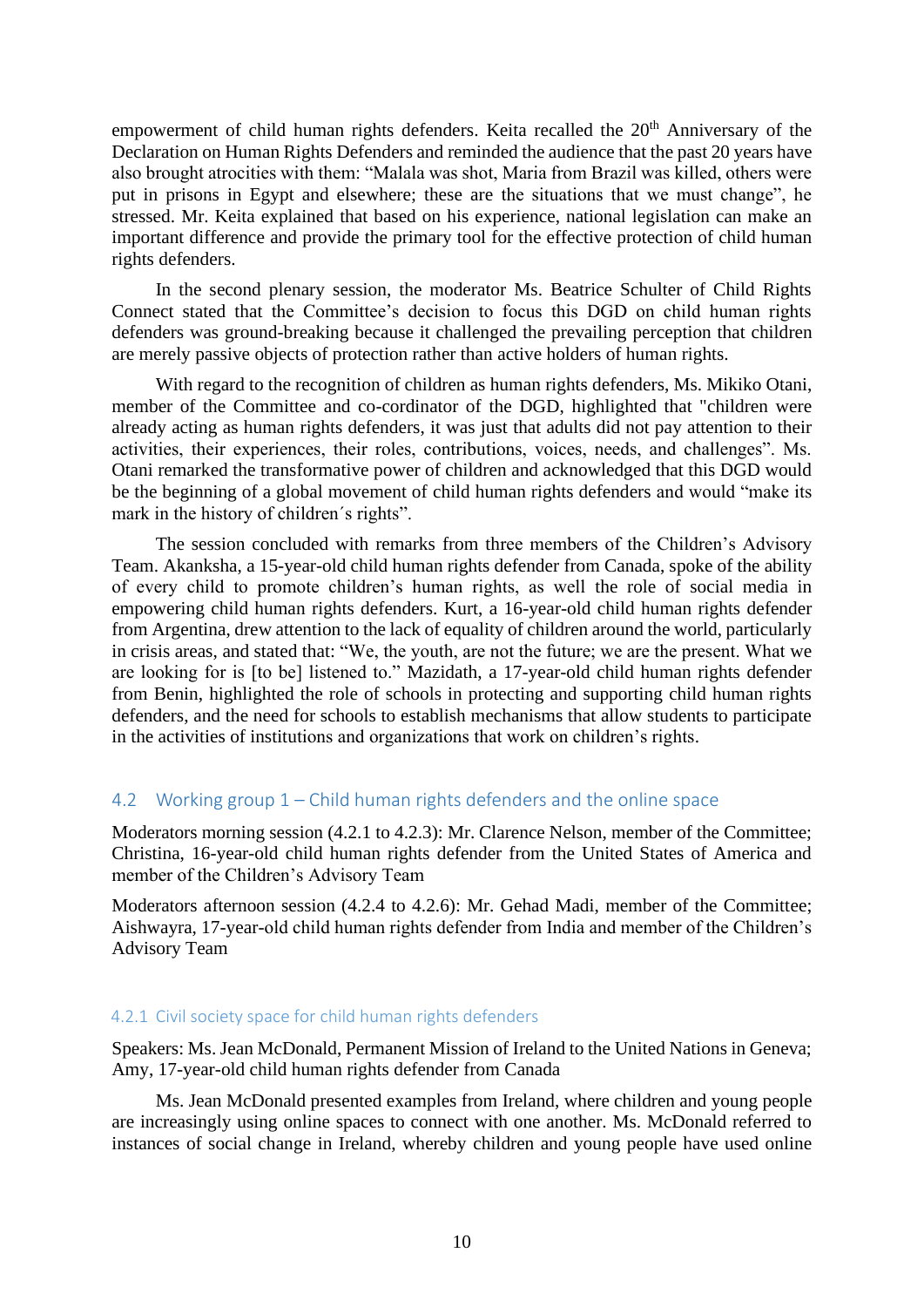empowerment of child human rights defenders. Keita recalled the 20th Anniversary of the Declaration on Human Rights Defenders and reminded the audience that the past 20 years have also brought atrocities with them: “Malala was shot, Maria from Brazil was killed, others were put in prisons in Egypt and elsewhere; these are the situations that we must change”, he stressed. Mr. Keita explained that based on his experience, national legislation can make an important difference and provide the primary tool for the effective protection of child human rights defenders.

In the second plenary session, the moderator Ms. Beatrice Schulter of Child Rights Connect stated that the Committee’s decision to focus this DGD on child human rights defenders was ground-breaking because it challenged the prevailing perception that children are merely passive objects of protection rather than active holders of human rights.

With regard to the recognition of children as human rights defenders, Ms. Mikiko Otani, member of the Committee and co-cordinator of the DGD, highlighted that "children were already acting as human rights defenders, it was just that adults did not pay attention to their activities, their experiences, their roles, contributions, voices, needs, and challenges”. Ms. Otani remarked the transformative power of children and acknowledged that this DGD would be the beginning of a global movement of child human rights defenders and would “make its mark in the history of children´s rights”.

The session concluded with remarks from three members of the Children’s Advisory Team. Akanksha, a 15-year-old child human rights defender from Canada, spoke of the ability of every child to promote children’s human rights, as well the role of social media in empowering child human rights defenders. Kurt, a 16-year-old child human rights defender from Argentina, drew attention to the lack of equality of children around the world, particularly in crisis areas, and stated that: “We, the youth, are not the future; we are the present. What we are looking for is [to be] listened to.” Mazidath, a 17-year-old child human rights defender from Benin, highlighted the role of schools in protecting and supporting child human rights defenders, and the need for schools to establish mechanisms that allow students to participate in the activities of institutions and organizations that work on children’s rights.

## 4.2 Working group 1 – Child human rights defenders and the online space

Moderators morning session (4.2.1 to 4.2.3): Mr. Clarence Nelson, member of the Committee; Christina, 16-year-old child human rights defender from the United States of America and member of the Children’s Advisory Team

Moderators afternoon session (4.2.4 to 4.2.6): Mr. Gehad Madi, member of the Committee; Aishwayra, 17-year-old child human rights defender from India and member of the Children’s Advisory Team

### 4.2.1 Civil society space for child human rights defenders

Speakers: Ms. Jean McDonald, Permanent Mission of Ireland to the United Nations in Geneva; Amy, 17-year-old child human rights defender from Canada

Ms. Jean McDonald presented examples from Ireland, where children and young people are increasingly using online spaces to connect with one another. Ms. McDonald referred to instances of social change in Ireland, whereby children and young people have used online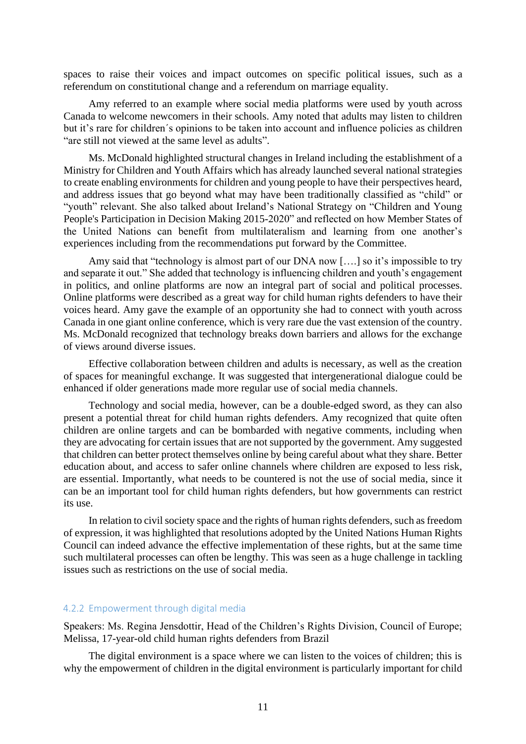spaces to raise their voices and impact outcomes on specific political issues, such as a referendum on constitutional change and a referendum on marriage equality.

Amy referred to an example where social media platforms were used by youth across Canada to welcome newcomers in their schools. Amy noted that adults may listen to children but it's rare for children´s opinions to be taken into account and influence policies as children "are still not viewed at the same level as adults".

Ms. McDonald highlighted structural changes in Ireland including the establishment of a Ministry for Children and Youth Affairs which has already launched several national strategies to create enabling environments for children and young people to have their perspectives heard, and address issues that go beyond what may have been traditionally classified as "child" or "youth" relevant. She also talked about Ireland's National Strategy on "Children and Young People's Participation in Decision Making 2015-2020" and reflected on how Member States of the United Nations can benefit from multilateralism and learning from one another's experiences including from the recommendations put forward by the Committee.

Amy said that "technology is almost part of our DNA now [….] so it's impossible to try and separate it out." She added that technology is influencing children and youth's engagement in politics, and online platforms are now an integral part of social and political processes. Online platforms were described as a great way for child human rights defenders to have their voices heard. Amy gave the example of an opportunity she had to connect with youth across Canada in one giant online conference, which is very rare due the vast extension of the country. Ms. McDonald recognized that technology breaks down barriers and allows for the exchange of views around diverse issues.

Effective collaboration between children and adults is necessary, as well as the creation of spaces for meaningful exchange. It was suggested that intergenerational dialogue could be enhanced if older generations made more regular use of social media channels.

Technology and social media, however, can be a double-edged sword, as they can also present a potential threat for child human rights defenders. Amy recognized that quite often children are online targets and can be bombarded with negative comments, including when they are advocating for certain issues that are not supported by the government. Amy suggested that children can better protect themselves online by being careful about what they share. Better education about, and access to safer online channels where children are exposed to less risk, are essential. Importantly, what needs to be countered is not the use of social media, since it can be an important tool for child human rights defenders, but how governments can restrict its use.

In relation to civil society space and the rights of human rights defenders, such as freedom of expression, it was highlighted that resolutions adopted by the United Nations Human Rights Council can indeed advance the effective implementation of these rights, but at the same time such multilateral processes can often be lengthy. This was seen as a huge challenge in tackling issues such as restrictions on the use of social media.

### 4.2.2 Empowerment through digital media

Speakers: Ms. Regina Jensdottir, Head of the Children's Rights Division, Council of Europe; Melissa, 17-year-old child human rights defenders from Brazil

The digital environment is a space where we can listen to the voices of children; this is why the empowerment of children in the digital environment is particularly important for child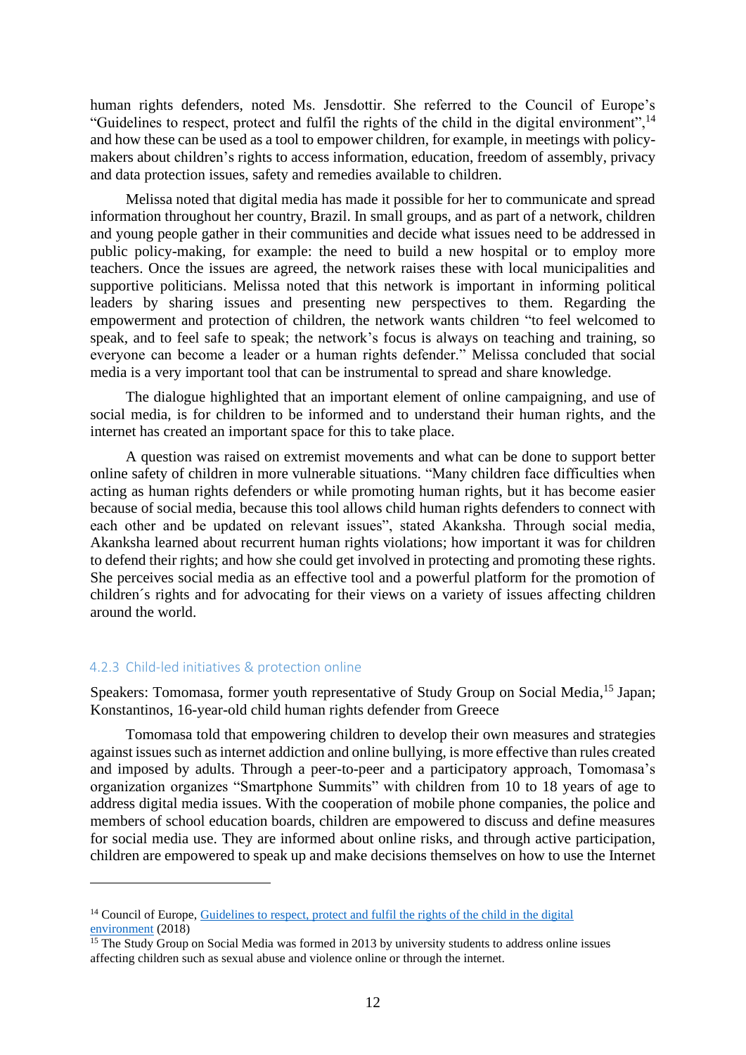human rights defenders, noted Ms. Jensdottir. She referred to the Council of Europe's "Guidelines to respect, protect and fulfil the rights of the child in the digital environment",[14] and how these can be used as a tool to empower children, for example, in meetings with policy-makers about children's rights to access information, education, freedom of assembly, privacy and data protection issues, safety and remedies available to children.

Melissa noted that digital media has made it possible for her to communicate and spread information throughout her country, Brazil. In small groups, and as part of a network, children and young people gather in their communities and decide what issues need to be addressed in public policy-making, for example: the need to build a new hospital or to employ more teachers. Once the issues are agreed, the network raises these with local municipalities and supportive politicians. Melissa noted that this network is important in informing political leaders by sharing issues and presenting new perspectives to them. Regarding the empowerment and protection of children, the network wants children "to feel welcomed to speak, and to feel safe to speak; the network's focus is always on teaching and training, so everyone can become a leader or a human rights defender." Melissa concluded that social media is a very important tool that can be instrumental to spread and share knowledge.

The dialogue highlighted that an important element of online campaigning, and use of social media, is for children to be informed and to understand their human rights, and the internet has created an important space for this to take place.

A question was raised on extremist movements and what can be done to support better online safety of children in more vulnerable situations. "Many children face difficulties when acting as human rights defenders or while promoting human rights, but it has become easier because of social media, because this tool allows child human rights defenders to connect with each other and be updated on relevant issues", stated Akanksha. Through social media, Akanksha learned about recurrent human rights violations; how important it was for children to defend their rights; and how she could get involved in protecting and promoting these rights. She perceives social media as an effective tool and a powerful platform for the promotion of children´s rights and for advocating for their views on a variety of issues affecting children around the world.

### 4.2.3 Child-led initiatives & protection online

Speakers: Tomomasa, former youth representative of Study Group on Social Media,[15] Japan; Konstantinos, 16-year-old child human rights defender from Greece

Tomomasa told that empowering children to develop their own measures and strategies against issues such as internet addiction and online bullying, is more effective than rules created and imposed by adults. Through a peer-to-peer and a participatory approach, Tomomasa's organization organizes "Smartphone Summits" with children from 10 to 18 years of age to address digital media issues. With the cooperation of mobile phone companies, the police and members of school education boards, children are empowered to discuss and define measures for social media use. They are informed about online risks, and through active participation, children are empowered to speak up and make decisions themselves on how to use the Internet

---

[14] Council of Europe, Guidelines to respect, protect and fulfil the rights of the child in the digital environment (2018)

[15] The Study Group on Social Media was formed in 2013 by university students to address online issues affecting children such as sexual abuse and violence online or through the internet.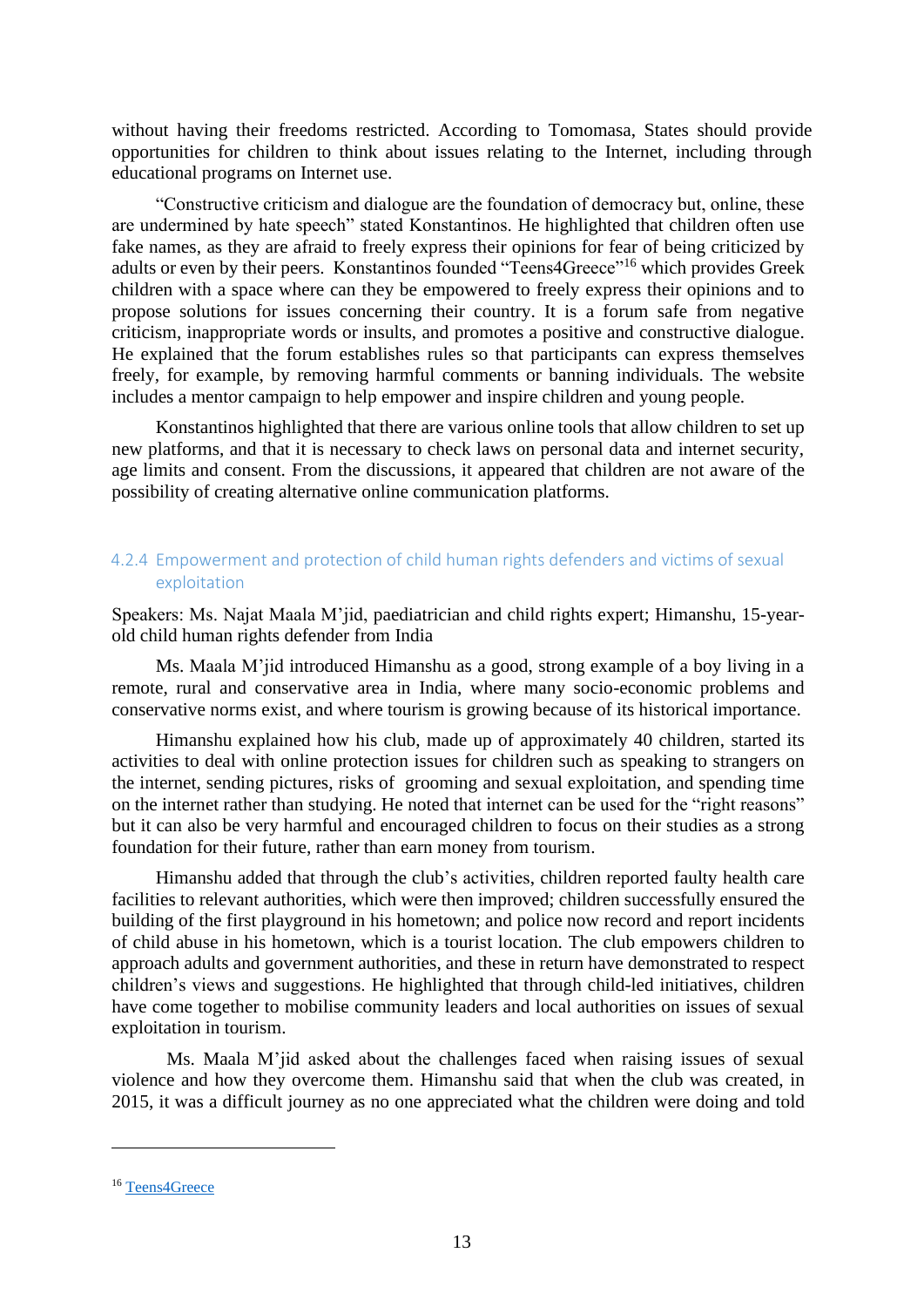without having their freedoms restricted. According to Tomomasa, States should provide opportunities for children to think about issues relating to the Internet, including through educational programs on Internet use.

"Constructive criticism and dialogue are the foundation of democracy but, online, these are undermined by hate speech" stated Konstantinos. He highlighted that children often use fake names, as they are afraid to freely express their opinions for fear of being criticized by adults or even by their peers. Konstantinos founded "Teens4Greece"[16] which provides Greek children with a space where can they be empowered to freely express their opinions and to propose solutions for issues concerning their country. It is a forum safe from negative criticism, inappropriate words or insults, and promotes a positive and constructive dialogue. He explained that the forum establishes rules so that participants can express themselves freely, for example, by removing harmful comments or banning individuals. The website includes a mentor campaign to help empower and inspire children and young people.

Konstantinos highlighted that there are various online tools that allow children to set up new platforms, and that it is necessary to check laws on personal data and internet security, age limits and consent. From the discussions, it appeared that children are not aware of the possibility of creating alternative online communication platforms.

### 4.2.4 Empowerment and protection of child human rights defenders and victims of sexual exploitation

Speakers: Ms. Najat Maala M'jid, paediatrician and child rights expert; Himanshu, 15-year-old child human rights defender from India

Ms. Maala M'jid introduced Himanshu as a good, strong example of a boy living in a remote, rural and conservative area in India, where many socio-economic problems and conservative norms exist, and where tourism is growing because of its historical importance.

Himanshu explained how his club, made up of approximately 40 children, started its activities to deal with online protection issues for children such as speaking to strangers on the internet, sending pictures, risks of grooming and sexual exploitation, and spending time on the internet rather than studying. He noted that internet can be used for the "right reasons" but it can also be very harmful and encouraged children to focus on their studies as a strong foundation for their future, rather than earn money from tourism.

Himanshu added that through the club's activities, children reported faulty health care facilities to relevant authorities, which were then improved; children successfully ensured the building of the first playground in his hometown; and police now record and report incidents of child abuse in his hometown, which is a tourist location. The club empowers children to approach adults and government authorities, and these in return have demonstrated to respect children's views and suggestions. He highlighted that through child-led initiatives, children have come together to mobilise community leaders and local authorities on issues of sexual exploitation in tourism.

Ms. Maala M'jid asked about the challenges faced when raising issues of sexual violence and how they overcome them. Himanshu said that when the club was created, in 2015, it was a difficult journey as no one appreciated what the children were doing and told

---

[16] Teens4Greece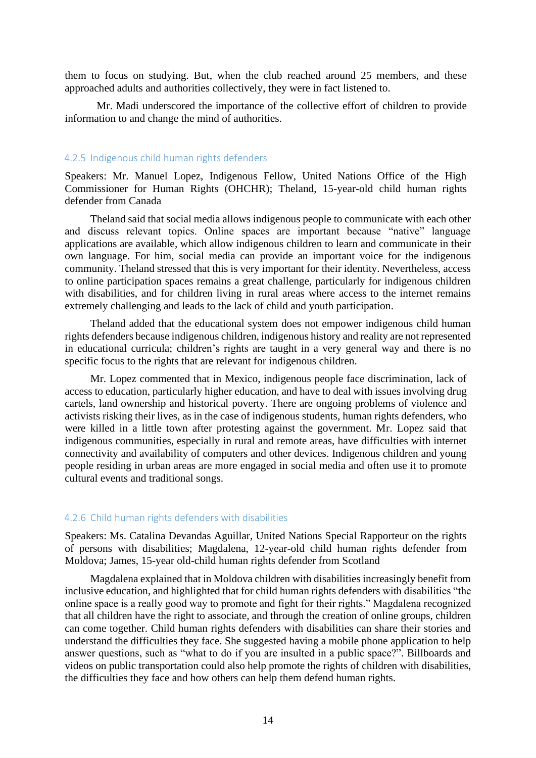them to focus on studying. But, when the club reached around 25 members, and these approached adults and authorities collectively, they were in fact listened to.

Mr. Madi underscored the importance of the collective effort of children to provide information to and change the mind of authorities.

### 4.2.5 Indigenous child human rights defenders

Speakers: Mr. Manuel Lopez, Indigenous Fellow, United Nations Office of the High Commissioner for Human Rights (OHCHR); Theland, 15-year-old child human rights defender from Canada

Theland said that social media allows indigenous people to communicate with each other and discuss relevant topics. Online spaces are important because "native" language applications are available, which allow indigenous children to learn and communicate in their own language. For him, social media can provide an important voice for the indigenous community. Theland stressed that this is very important for their identity. Nevertheless, access to online participation spaces remains a great challenge, particularly for indigenous children with disabilities, and for children living in rural areas where access to the internet remains extremely challenging and leads to the lack of child and youth participation.

Theland added that the educational system does not empower indigenous child human rights defenders because indigenous children, indigenous history and reality are not represented in educational curricula; children's rights are taught in a very general way and there is no specific focus to the rights that are relevant for indigenous children.

Mr. Lopez commented that in Mexico, indigenous people face discrimination, lack of access to education, particularly higher education, and have to deal with issues involving drug cartels, land ownership and historical poverty. There are ongoing problems of violence and activists risking their lives, as in the case of indigenous students, human rights defenders, who were killed in a little town after protesting against the government. Mr. Lopez said that indigenous communities, especially in rural and remote areas, have difficulties with internet connectivity and availability of computers and other devices. Indigenous children and young people residing in urban areas are more engaged in social media and often use it to promote cultural events and traditional songs.

### 4.2.6 Child human rights defenders with disabilities

Speakers: Ms. Catalina Devandas Aguillar, United Nations Special Rapporteur on the rights of persons with disabilities; Magdalena, 12-year-old child human rights defender from Moldova; James, 15-year old-child human rights defender from Scotland

Magdalena explained that in Moldova children with disabilities increasingly benefit from inclusive education, and highlighted that for child human rights defenders with disabilities "the online space is a really good way to promote and fight for their rights." Magdalena recognized that all children have the right to associate, and through the creation of online groups, children can come together. Child human rights defenders with disabilities can share their stories and understand the difficulties they face. She suggested having a mobile phone application to help answer questions, such as "what to do if you are insulted in a public space?". Billboards and videos on public transportation could also help promote the rights of children with disabilities, the difficulties they face and how others can help them defend human rights.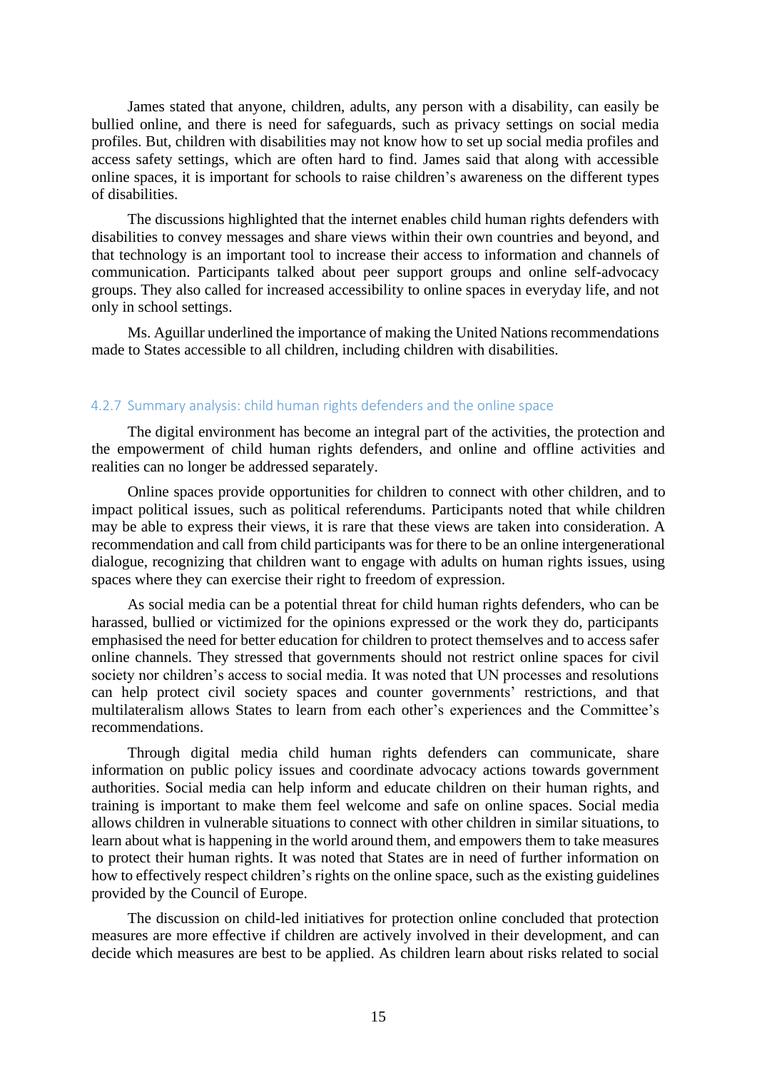James stated that anyone, children, adults, any person with a disability, can easily be bullied online, and there is need for safeguards, such as privacy settings on social media profiles. But, children with disabilities may not know how to set up social media profiles and access safety settings, which are often hard to find. James said that along with accessible online spaces, it is important for schools to raise children's awareness on the different types of disabilities.

The discussions highlighted that the internet enables child human rights defenders with disabilities to convey messages and share views within their own countries and beyond, and that technology is an important tool to increase their access to information and channels of communication. Participants talked about peer support groups and online self-advocacy groups. They also called for increased accessibility to online spaces in everyday life, and not only in school settings.

Ms. Aguillar underlined the importance of making the United Nations recommendations made to States accessible to all children, including children with disabilities.

### 4.2.7 Summary analysis: child human rights defenders and the online space

The digital environment has become an integral part of the activities, the protection and the empowerment of child human rights defenders, and online and offline activities and realities can no longer be addressed separately.

Online spaces provide opportunities for children to connect with other children, and to impact political issues, such as political referendums. Participants noted that while children may be able to express their views, it is rare that these views are taken into consideration. A recommendation and call from child participants was for there to be an online intergenerational dialogue, recognizing that children want to engage with adults on human rights issues, using spaces where they can exercise their right to freedom of expression.

As social media can be a potential threat for child human rights defenders, who can be harassed, bullied or victimized for the opinions expressed or the work they do, participants emphasised the need for better education for children to protect themselves and to access safer online channels. They stressed that governments should not restrict online spaces for civil society nor children's access to social media. It was noted that UN processes and resolutions can help protect civil society spaces and counter governments' restrictions, and that multilateralism allows States to learn from each other's experiences and the Committee's recommendations.

Through digital media child human rights defenders can communicate, share information on public policy issues and coordinate advocacy actions towards government authorities. Social media can help inform and educate children on their human rights, and training is important to make them feel welcome and safe on online spaces. Social media allows children in vulnerable situations to connect with other children in similar situations, to learn about what is happening in the world around them, and empowers them to take measures to protect their human rights. It was noted that States are in need of further information on how to effectively respect children's rights on the online space, such as the existing guidelines provided by the Council of Europe.

The discussion on child-led initiatives for protection online concluded that protection measures are more effective if children are actively involved in their development, and can decide which measures are best to be applied. As children learn about risks related to social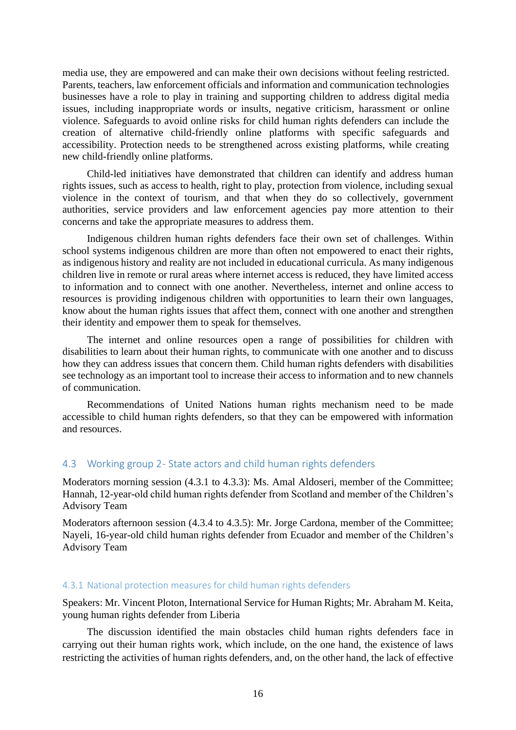media use, they are empowered and can make their own decisions without feeling restricted. Parents, teachers, law enforcement officials and information and communication technologies businesses have a role to play in training and supporting children to address digital media issues, including inappropriate words or insults, negative criticism, harassment or online violence. Safeguards to avoid online risks for child human rights defenders can include the creation of alternative child-friendly online platforms with specific safeguards and accessibility. Protection needs to be strengthened across existing platforms, while creating new child-friendly online platforms.

Child-led initiatives have demonstrated that children can identify and address human rights issues, such as access to health, right to play, protection from violence, including sexual violence in the context of tourism, and that when they do so collectively, government authorities, service providers and law enforcement agencies pay more attention to their concerns and take the appropriate measures to address them.

Indigenous children human rights defenders face their own set of challenges. Within school systems indigenous children are more than often not empowered to enact their rights, as indigenous history and reality are not included in educational curricula. As many indigenous children live in remote or rural areas where internet access is reduced, they have limited access to information and to connect with one another. Nevertheless, internet and online access to resources is providing indigenous children with opportunities to learn their own languages, know about the human rights issues that affect them, connect with one another and strengthen their identity and empower them to speak for themselves.

The internet and online resources open a range of possibilities for children with disabilities to learn about their human rights, to communicate with one another and to discuss how they can address issues that concern them. Child human rights defenders with disabilities see technology as an important tool to increase their access to information and to new channels of communication.

Recommendations of United Nations human rights mechanism need to be made accessible to child human rights defenders, so that they can be empowered with information and resources.

## 4.3 Working group 2- State actors and child human rights defenders

Moderators morning session (4.3.1 to 4.3.3): Ms. Amal Aldoseri, member of the Committee; Hannah, 12-year-old child human rights defender from Scotland and member of the Children's Advisory Team

Moderators afternoon session (4.3.4 to 4.3.5): Mr. Jorge Cardona, member of the Committee; Nayeli, 16-year-old child human rights defender from Ecuador and member of the Children's Advisory Team

### 4.3.1 National protection measures for child human rights defenders

Speakers: Mr. Vincent Ploton, International Service for Human Rights; Mr. Abraham M. Keita, young human rights defender from Liberia

The discussion identified the main obstacles child human rights defenders face in carrying out their human rights work, which include, on the one hand, the existence of laws restricting the activities of human rights defenders, and, on the other hand, the lack of effective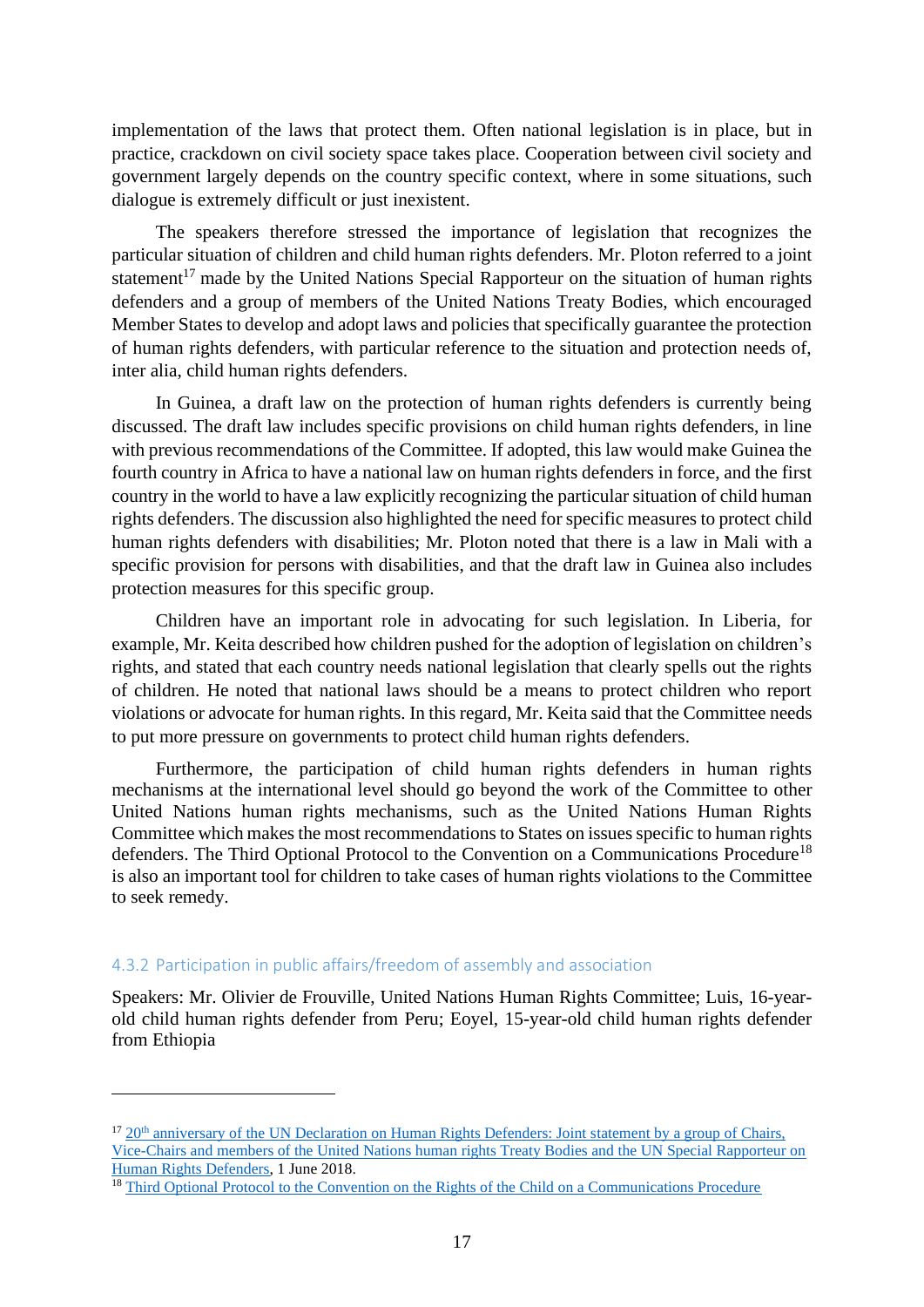implementation of the laws that protect them. Often national legislation is in place, but in practice, crackdown on civil society space takes place. Cooperation between civil society and government largely depends on the country specific context, where in some situations, such dialogue is extremely difficult or just inexistent.

The speakers therefore stressed the importance of legislation that recognizes the particular situation of children and child human rights defenders. Mr. Ploton referred to a joint statement[17] made by the United Nations Special Rapporteur on the situation of human rights defenders and a group of members of the United Nations Treaty Bodies, which encouraged Member States to develop and adopt laws and policies that specifically guarantee the protection of human rights defenders, with particular reference to the situation and protection needs of, inter alia, child human rights defenders.

In Guinea, a draft law on the protection of human rights defenders is currently being discussed. The draft law includes specific provisions on child human rights defenders, in line with previous recommendations of the Committee. If adopted, this law would make Guinea the fourth country in Africa to have a national law on human rights defenders in force, and the first country in the world to have a law explicitly recognizing the particular situation of child human rights defenders. The discussion also highlighted the need for specific measures to protect child human rights defenders with disabilities; Mr. Ploton noted that there is a law in Mali with a specific provision for persons with disabilities, and that the draft law in Guinea also includes protection measures for this specific group.

Children have an important role in advocating for such legislation. In Liberia, for example, Mr. Keita described how children pushed for the adoption of legislation on children's rights, and stated that each country needs national legislation that clearly spells out the rights of children. He noted that national laws should be a means to protect children who report violations or advocate for human rights. In this regard, Mr. Keita said that the Committee needs to put more pressure on governments to protect child human rights defenders.

Furthermore, the participation of child human rights defenders in human rights mechanisms at the international level should go beyond the work of the Committee to other United Nations human rights mechanisms, such as the United Nations Human Rights Committee which makes the most recommendations to States on issues specific to human rights defenders. The Third Optional Protocol to the Convention on a Communications Procedure[18] is also an important tool for children to take cases of human rights violations to the Committee to seek remedy.

#### 4.3.2 Participation in public affairs/freedom of assembly and association

Speakers: Mr. Olivier de Frouville, United Nations Human Rights Committee; Luis, 16-year-old child human rights defender from Peru; Eoyel, 15-year-old child human rights defender from Ethiopia

---

[17] 20th anniversary of the UN Declaration on Human Rights Defenders: Joint statement by a group of Chairs, Vice-Chairs and members of the United Nations human rights Treaty Bodies and the UN Special Rapporteur on Human Rights Defenders, 1 June 2018.

[18] Third Optional Protocol to the Convention on the Rights of the Child on a Communications Procedure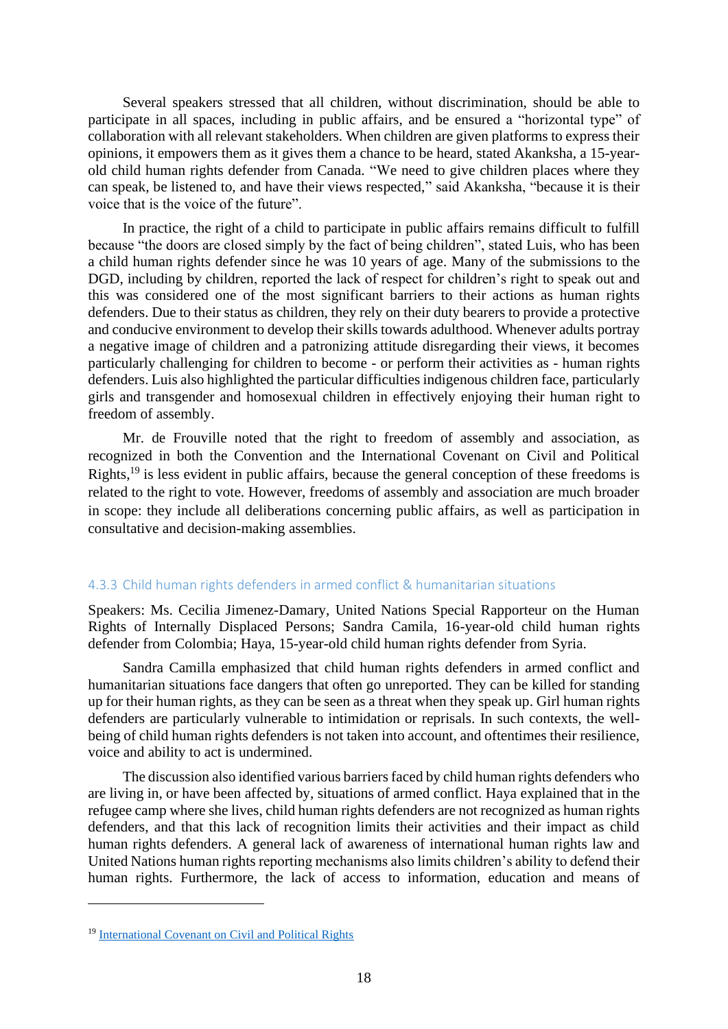Several speakers stressed that all children, without discrimination, should be able to participate in all spaces, including in public affairs, and be ensured a "horizontal type" of collaboration with all relevant stakeholders. When children are given platforms to express their opinions, it empowers them as it gives them a chance to be heard, stated Akanksha, a 15-year-old child human rights defender from Canada. "We need to give children places where they can speak, be listened to, and have their views respected," said Akanksha, "because it is their voice that is the voice of the future".

In practice, the right of a child to participate in public affairs remains difficult to fulfill because "the doors are closed simply by the fact of being children", stated Luis, who has been a child human rights defender since he was 10 years of age. Many of the submissions to the DGD, including by children, reported the lack of respect for children's right to speak out and this was considered one of the most significant barriers to their actions as human rights defenders. Due to their status as children, they rely on their duty bearers to provide a protective and conducive environment to develop their skills towards adulthood. Whenever adults portray a negative image of children and a patronizing attitude disregarding their views, it becomes particularly challenging for children to become - or perform their activities as - human rights defenders. Luis also highlighted the particular difficulties indigenous children face, particularly girls and transgender and homosexual children in effectively enjoying their human right to freedom of assembly.

Mr. de Frouville noted that the right to freedom of assembly and association, as recognized in both the Convention and the International Covenant on Civil and Political Rights,[19] is less evident in public affairs, because the general conception of these freedoms is related to the right to vote. However, freedoms of assembly and association are much broader in scope: they include all deliberations concerning public affairs, as well as participation in consultative and decision-making assemblies.

### 4.3.3 Child human rights defenders in armed conflict & humanitarian situations

Speakers: Ms. Cecilia Jimenez-Damary, United Nations Special Rapporteur on the Human Rights of Internally Displaced Persons; Sandra Camila, 16-year-old child human rights defender from Colombia; Haya, 15-year-old child human rights defender from Syria.

Sandra Camilla emphasized that child human rights defenders in armed conflict and humanitarian situations face dangers that often go unreported. They can be killed for standing up for their human rights, as they can be seen as a threat when they speak up. Girl human rights defenders are particularly vulnerable to intimidation or reprisals. In such contexts, the well-being of child human rights defenders is not taken into account, and oftentimes their resilience, voice and ability to act is undermined.

The discussion also identified various barriers faced by child human rights defenders who are living in, or have been affected by, situations of armed conflict. Haya explained that in the refugee camp where she lives, child human rights defenders are not recognized as human rights defenders, and that this lack of recognition limits their activities and their impact as child human rights defenders. A general lack of awareness of international human rights law and United Nations human rights reporting mechanisms also limits children's ability to defend their human rights. Furthermore, the lack of access to information, education and means of

[19] International Covenant on Civil and Political Rights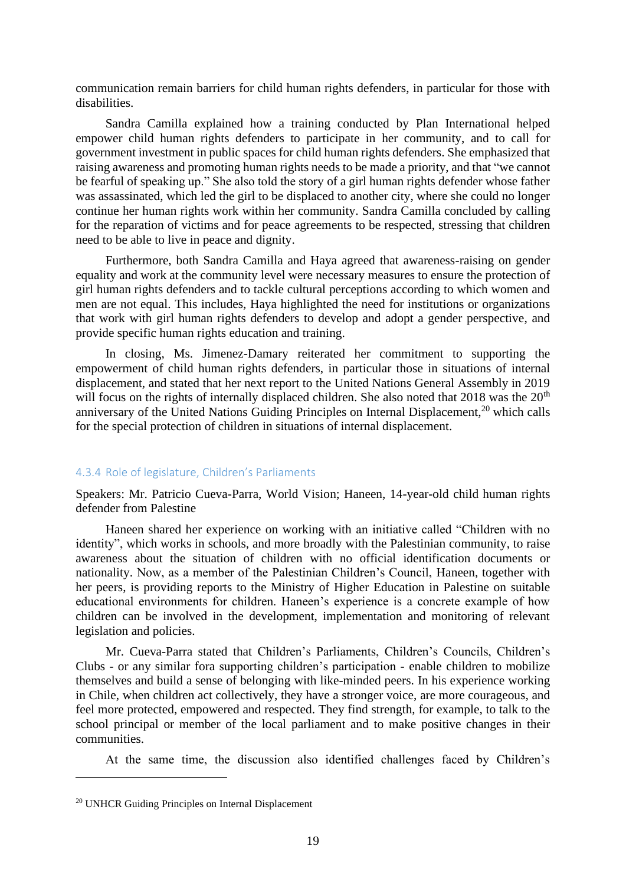communication remain barriers for child human rights defenders, in particular for those with disabilities.

Sandra Camilla explained how a training conducted by Plan International helped empower child human rights defenders to participate in her community, and to call for government investment in public spaces for child human rights defenders. She emphasized that raising awareness and promoting human rights needs to be made a priority, and that "we cannot be fearful of speaking up." She also told the story of a girl human rights defender whose father was assassinated, which led the girl to be displaced to another city, where she could no longer continue her human rights work within her community. Sandra Camilla concluded by calling for the reparation of victims and for peace agreements to be respected, stressing that children need to be able to live in peace and dignity.

Furthermore, both Sandra Camilla and Haya agreed that awareness-raising on gender equality and work at the community level were necessary measures to ensure the protection of girl human rights defenders and to tackle cultural perceptions according to which women and men are not equal. This includes, Haya highlighted the need for institutions or organizations that work with girl human rights defenders to develop and adopt a gender perspective, and provide specific human rights education and training.

In closing, Ms. Jimenez-Damary reiterated her commitment to supporting the empowerment of child human rights defenders, in particular those in situations of internal displacement, and stated that her next report to the United Nations General Assembly in 2019 will focus on the rights of internally displaced children. She also noted that 2018 was the 20th anniversary of the United Nations Guiding Principles on Internal Displacement,[20] which calls for the special protection of children in situations of internal displacement.

#### 4.3.4 Role of legislature, Children's Parliaments

Speakers: Mr. Patricio Cueva-Parra, World Vision; Haneen, 14-year-old child human rights defender from Palestine

Haneen shared her experience on working with an initiative called "Children with no identity", which works in schools, and more broadly with the Palestinian community, to raise awareness about the situation of children with no official identification documents or nationality. Now, as a member of the Palestinian Children's Council, Haneen, together with her peers, is providing reports to the Ministry of Higher Education in Palestine on suitable educational environments for children. Haneen's experience is a concrete example of how children can be involved in the development, implementation and monitoring of relevant legislation and policies.

Mr. Cueva-Parra stated that Children's Parliaments, Children's Councils, Children's Clubs - or any similar fora supporting children's participation - enable children to mobilize themselves and build a sense of belonging with like-minded peers. In his experience working in Chile, when children act collectively, they have a stronger voice, are more courageous, and feel more protected, empowered and respected. They find strength, for example, to talk to the school principal or member of the local parliament and to make positive changes in their communities.

At the same time, the discussion also identified challenges faced by Children's

[20] UNHCR Guiding Principles on Internal Displacement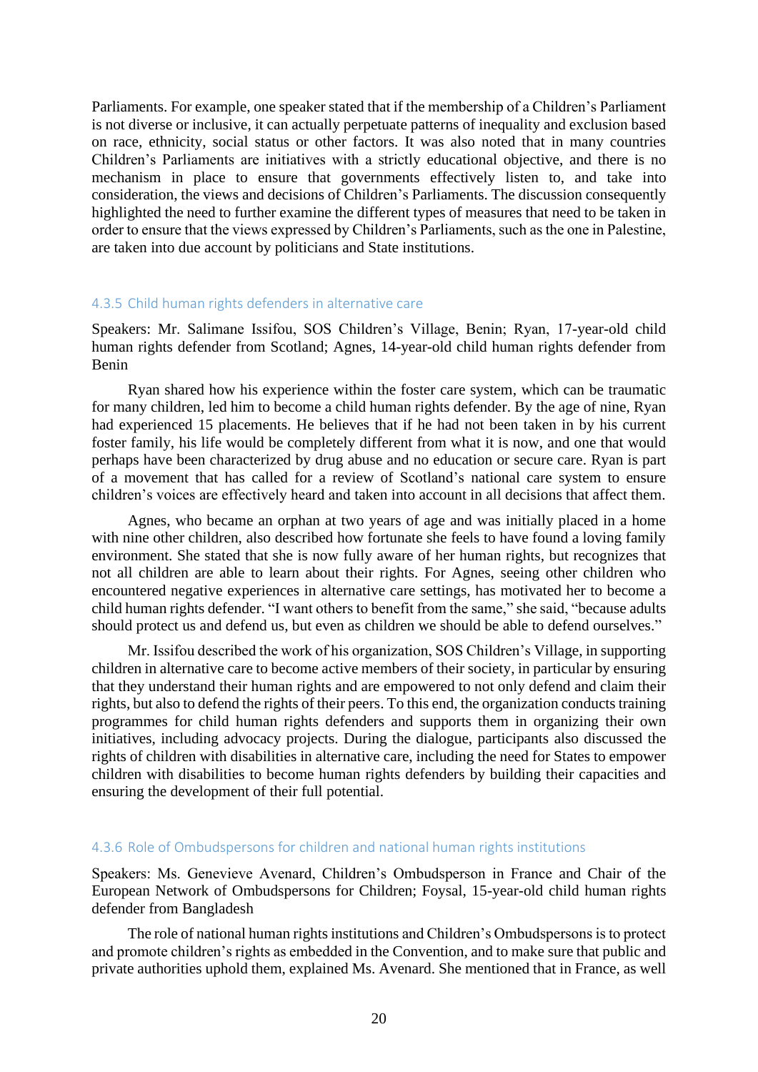Parliaments. For example, one speaker stated that if the membership of a Children's Parliament is not diverse or inclusive, it can actually perpetuate patterns of inequality and exclusion based on race, ethnicity, social status or other factors. It was also noted that in many countries Children's Parliaments are initiatives with a strictly educational objective, and there is no mechanism in place to ensure that governments effectively listen to, and take into consideration, the views and decisions of Children's Parliaments. The discussion consequently highlighted the need to further examine the different types of measures that need to be taken in order to ensure that the views expressed by Children's Parliaments, such as the one in Palestine, are taken into due account by politicians and State institutions.

### 4.3.5 Child human rights defenders in alternative care

Speakers: Mr. Salimane Issifou, SOS Children's Village, Benin; Ryan, 17-year-old child human rights defender from Scotland; Agnes, 14-year-old child human rights defender from Benin

Ryan shared how his experience within the foster care system, which can be traumatic for many children, led him to become a child human rights defender. By the age of nine, Ryan had experienced 15 placements. He believes that if he had not been taken in by his current foster family, his life would be completely different from what it is now, and one that would perhaps have been characterized by drug abuse and no education or secure care. Ryan is part of a movement that has called for a review of Scotland's national care system to ensure children's voices are effectively heard and taken into account in all decisions that affect them.

Agnes, who became an orphan at two years of age and was initially placed in a home with nine other children, also described how fortunate she feels to have found a loving family environment. She stated that she is now fully aware of her human rights, but recognizes that not all children are able to learn about their rights. For Agnes, seeing other children who encountered negative experiences in alternative care settings, has motivated her to become a child human rights defender. "I want others to benefit from the same," she said, "because adults should protect us and defend us, but even as children we should be able to defend ourselves."

Mr. Issifou described the work of his organization, SOS Children's Village, in supporting children in alternative care to become active members of their society, in particular by ensuring that they understand their human rights and are empowered to not only defend and claim their rights, but also to defend the rights of their peers. To this end, the organization conducts training programmes for child human rights defenders and supports them in organizing their own initiatives, including advocacy projects. During the dialogue, participants also discussed the rights of children with disabilities in alternative care, including the need for States to empower children with disabilities to become human rights defenders by building their capacities and ensuring the development of their full potential.

### 4.3.6 Role of Ombudspersons for children and national human rights institutions

Speakers: Ms. Genevieve Avenard, Children's Ombudsperson in France and Chair of the European Network of Ombudspersons for Children; Foysal, 15-year-old child human rights defender from Bangladesh

The role of national human rights institutions and Children's Ombudspersons is to protect and promote children's rights as embedded in the Convention, and to make sure that public and private authorities uphold them, explained Ms. Avenard. She mentioned that in France, as well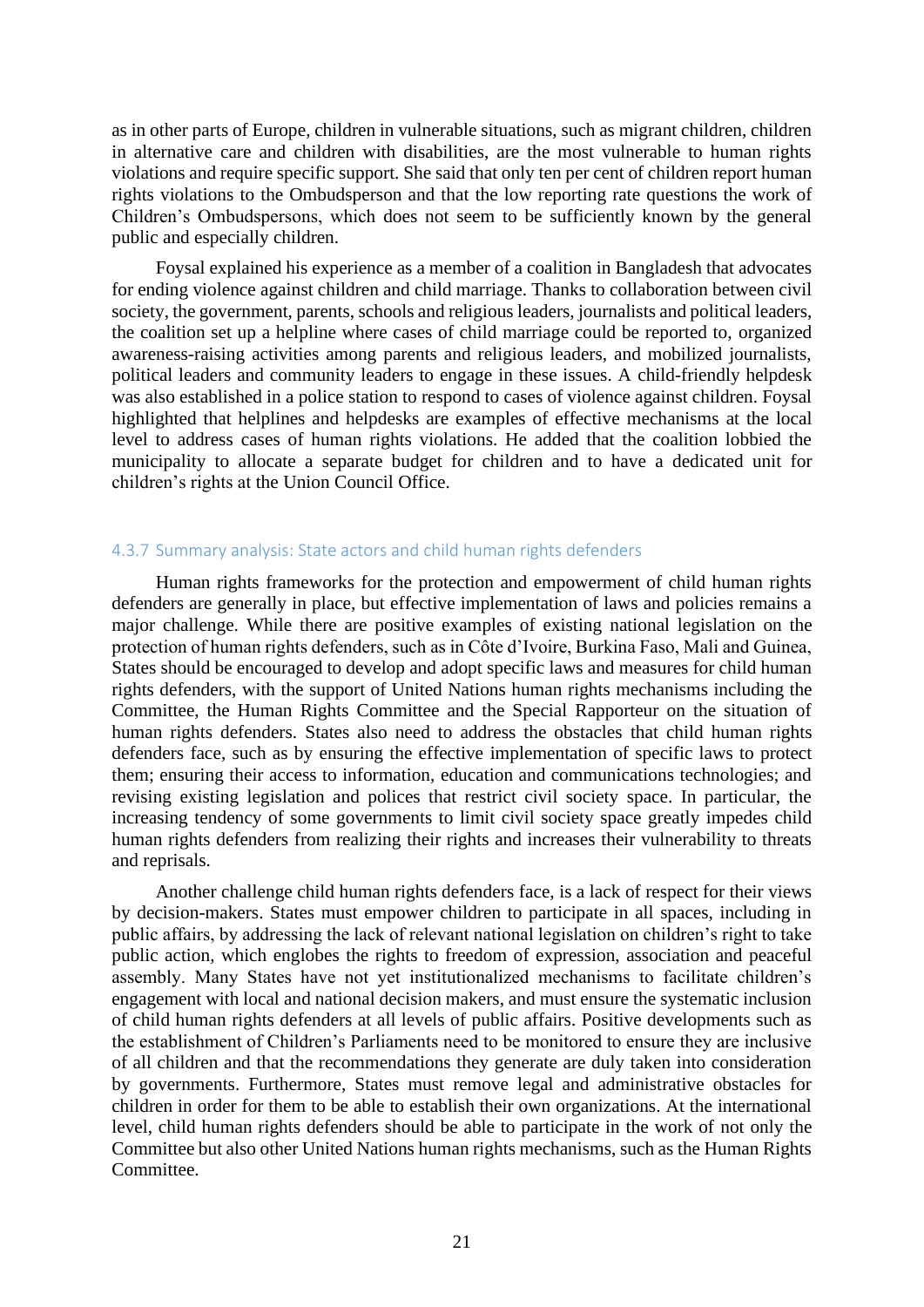as in other parts of Europe, children in vulnerable situations, such as migrant children, children in alternative care and children with disabilities, are the most vulnerable to human rights violations and require specific support. She said that only ten per cent of children report human rights violations to the Ombudsperson and that the low reporting rate questions the work of Children's Ombudspersons, which does not seem to be sufficiently known by the general public and especially children.

Foysal explained his experience as a member of a coalition in Bangladesh that advocates for ending violence against children and child marriage. Thanks to collaboration between civil society, the government, parents, schools and religious leaders, journalists and political leaders, the coalition set up a helpline where cases of child marriage could be reported to, organized awareness-raising activities among parents and religious leaders, and mobilized journalists, political leaders and community leaders to engage in these issues. A child-friendly helpdesk was also established in a police station to respond to cases of violence against children. Foysal highlighted that helplines and helpdesks are examples of effective mechanisms at the local level to address cases of human rights violations. He added that the coalition lobbied the municipality to allocate a separate budget for children and to have a dedicated unit for children's rights at the Union Council Office.

### 4.3.7 Summary analysis: State actors and child human rights defenders

Human rights frameworks for the protection and empowerment of child human rights defenders are generally in place, but effective implementation of laws and policies remains a major challenge. While there are positive examples of existing national legislation on the protection of human rights defenders, such as in Côte d'Ivoire, Burkina Faso, Mali and Guinea, States should be encouraged to develop and adopt specific laws and measures for child human rights defenders, with the support of United Nations human rights mechanisms including the Committee, the Human Rights Committee and the Special Rapporteur on the situation of human rights defenders. States also need to address the obstacles that child human rights defenders face, such as by ensuring the effective implementation of specific laws to protect them; ensuring their access to information, education and communications technologies; and revising existing legislation and polices that restrict civil society space. In particular, the increasing tendency of some governments to limit civil society space greatly impedes child human rights defenders from realizing their rights and increases their vulnerability to threats and reprisals.

Another challenge child human rights defenders face, is a lack of respect for their views by decision-makers. States must empower children to participate in all spaces, including in public affairs, by addressing the lack of relevant national legislation on children's right to take public action, which englobes the rights to freedom of expression, association and peaceful assembly. Many States have not yet institutionalized mechanisms to facilitate children's engagement with local and national decision makers, and must ensure the systematic inclusion of child human rights defenders at all levels of public affairs. Positive developments such as the establishment of Children's Parliaments need to be monitored to ensure they are inclusive of all children and that the recommendations they generate are duly taken into consideration by governments. Furthermore, States must remove legal and administrative obstacles for children in order for them to be able to establish their own organizations. At the international level, child human rights defenders should be able to participate in the work of not only the Committee but also other United Nations human rights mechanisms, such as the Human Rights Committee.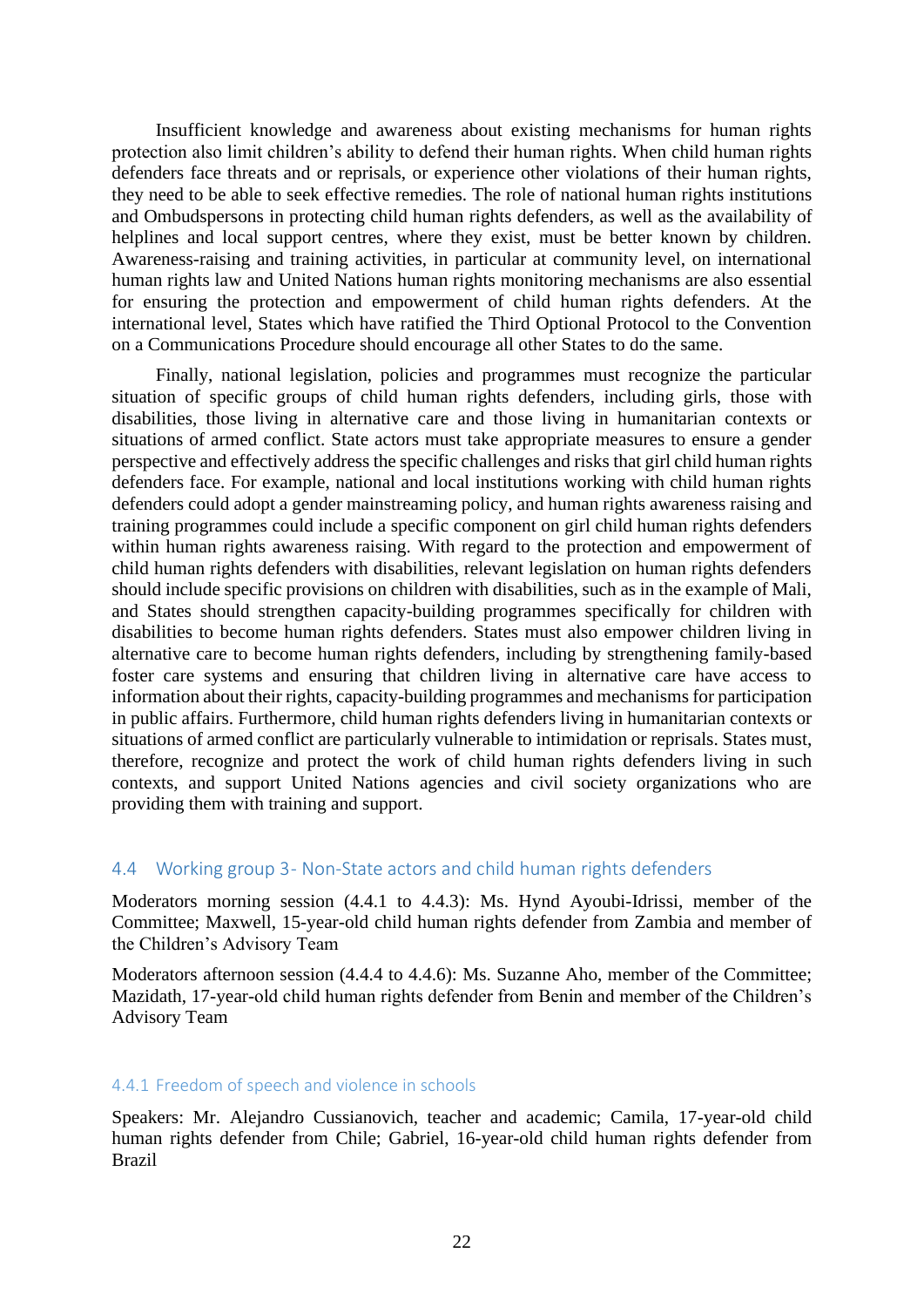Insufficient knowledge and awareness about existing mechanisms for human rights protection also limit children's ability to defend their human rights. When child human rights defenders face threats and or reprisals, or experience other violations of their human rights, they need to be able to seek effective remedies. The role of national human rights institutions and Ombudspersons in protecting child human rights defenders, as well as the availability of helplines and local support centres, where they exist, must be better known by children. Awareness-raising and training activities, in particular at community level, on international human rights law and United Nations human rights monitoring mechanisms are also essential for ensuring the protection and empowerment of child human rights defenders. At the international level, States which have ratified the Third Optional Protocol to the Convention on a Communications Procedure should encourage all other States to do the same.

Finally, national legislation, policies and programmes must recognize the particular situation of specific groups of child human rights defenders, including girls, those with disabilities, those living in alternative care and those living in humanitarian contexts or situations of armed conflict. State actors must take appropriate measures to ensure a gender perspective and effectively address the specific challenges and risks that girl child human rights defenders face. For example, national and local institutions working with child human rights defenders could adopt a gender mainstreaming policy, and human rights awareness raising and training programmes could include a specific component on girl child human rights defenders within human rights awareness raising. With regard to the protection and empowerment of child human rights defenders with disabilities, relevant legislation on human rights defenders should include specific provisions on children with disabilities, such as in the example of Mali, and States should strengthen capacity-building programmes specifically for children with disabilities to become human rights defenders. States must also empower children living in alternative care to become human rights defenders, including by strengthening family-based foster care systems and ensuring that children living in alternative care have access to information about their rights, capacity-building programmes and mechanisms for participation in public affairs. Furthermore, child human rights defenders living in humanitarian contexts or situations of armed conflict are particularly vulnerable to intimidation or reprisals. States must, therefore, recognize and protect the work of child human rights defenders living in such contexts, and support United Nations agencies and civil society organizations who are providing them with training and support.

## 4.4 Working group 3- Non-State actors and child human rights defenders

Moderators morning session (4.4.1 to 4.4.3): Ms. Hynd Ayoubi-Idrissi, member of the Committee; Maxwell, 15-year-old child human rights defender from Zambia and member of the Children's Advisory Team

Moderators afternoon session (4.4.4 to 4.4.6): Ms. Suzanne Aho, member of the Committee; Mazidath, 17-year-old child human rights defender from Benin and member of the Children's Advisory Team

### 4.4.1 Freedom of speech and violence in schools

Speakers: Mr. Alejandro Cussianovich, teacher and academic; Camila, 17-year-old child human rights defender from Chile; Gabriel, 16-year-old child human rights defender from Brazil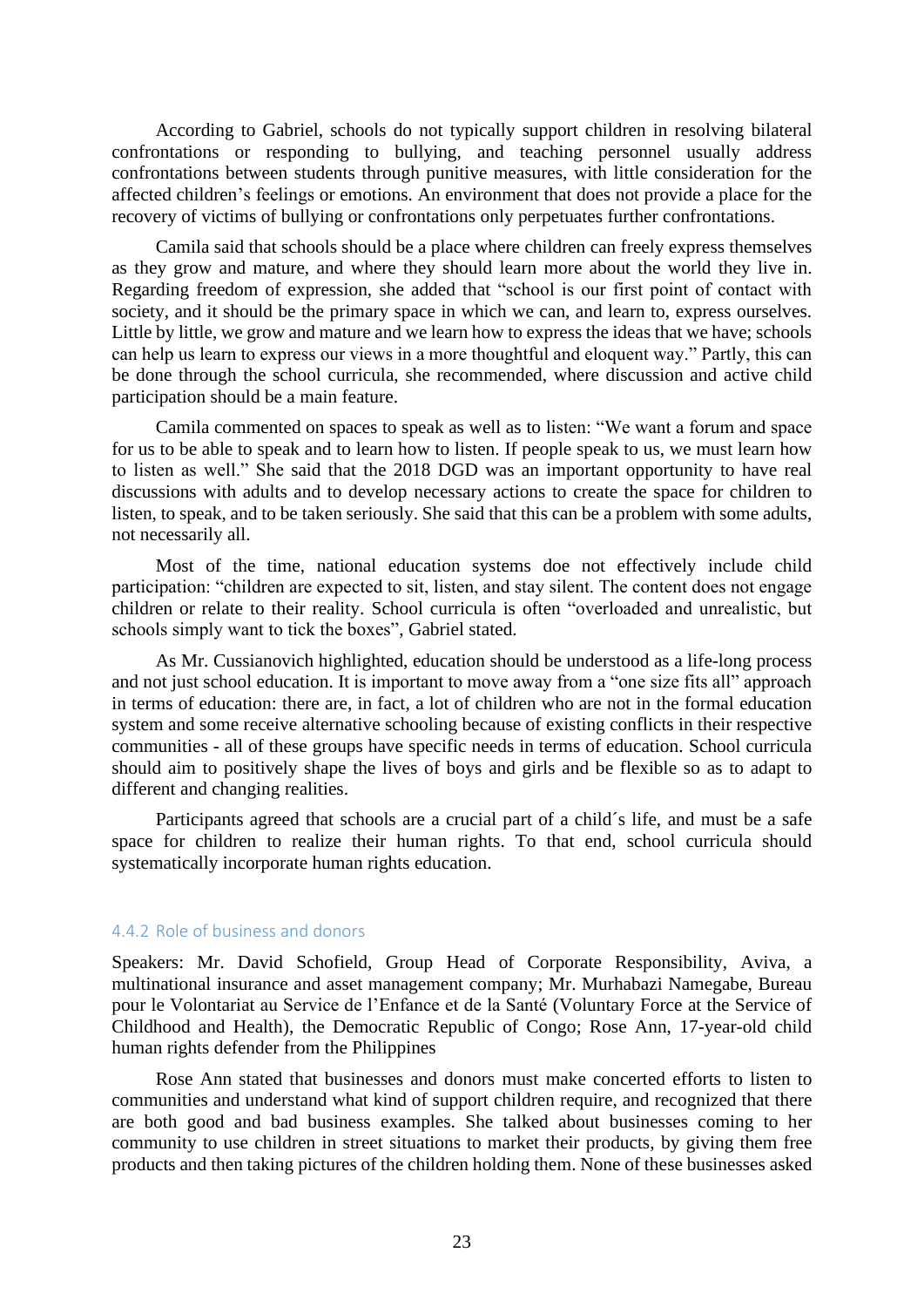According to Gabriel, schools do not typically support children in resolving bilateral confrontations or responding to bullying, and teaching personnel usually address confrontations between students through punitive measures, with little consideration for the affected children's feelings or emotions. An environment that does not provide a place for the recovery of victims of bullying or confrontations only perpetuates further confrontations.

Camila said that schools should be a place where children can freely express themselves as they grow and mature, and where they should learn more about the world they live in. Regarding freedom of expression, she added that "school is our first point of contact with society, and it should be the primary space in which we can, and learn to, express ourselves. Little by little, we grow and mature and we learn how to express the ideas that we have; schools can help us learn to express our views in a more thoughtful and eloquent way." Partly, this can be done through the school curricula, she recommended, where discussion and active child participation should be a main feature.

Camila commented on spaces to speak as well as to listen: "We want a forum and space for us to be able to speak and to learn how to listen. If people speak to us, we must learn how to listen as well." She said that the 2018 DGD was an important opportunity to have real discussions with adults and to develop necessary actions to create the space for children to listen, to speak, and to be taken seriously. She said that this can be a problem with some adults, not necessarily all.

Most of the time, national education systems doe not effectively include child participation: "children are expected to sit, listen, and stay silent. The content does not engage children or relate to their reality. School curricula is often "overloaded and unrealistic, but schools simply want to tick the boxes", Gabriel stated.

As Mr. Cussianovich highlighted, education should be understood as a life-long process and not just school education. It is important to move away from a "one size fits all" approach in terms of education: there are, in fact, a lot of children who are not in the formal education system and some receive alternative schooling because of existing conflicts in their respective communities - all of these groups have specific needs in terms of education. School curricula should aim to positively shape the lives of boys and girls and be flexible so as to adapt to different and changing realities.

Participants agreed that schools are a crucial part of a child´s life, and must be a safe space for children to realize their human rights. To that end, school curricula should systematically incorporate human rights education.

### 4.4.2 Role of business and donors

Speakers: Mr. David Schofield, Group Head of Corporate Responsibility, Aviva, a multinational insurance and asset management company; Mr. Murhabazi Namegabe, Bureau pour le Volontariat au Service de l'Enfance et de la Santé (Voluntary Force at the Service of Childhood and Health), the Democratic Republic of Congo; Rose Ann, 17-year-old child human rights defender from the Philippines

Rose Ann stated that businesses and donors must make concerted efforts to listen to communities and understand what kind of support children require, and recognized that there are both good and bad business examples. She talked about businesses coming to her community to use children in street situations to market their products, by giving them free products and then taking pictures of the children holding them. None of these businesses asked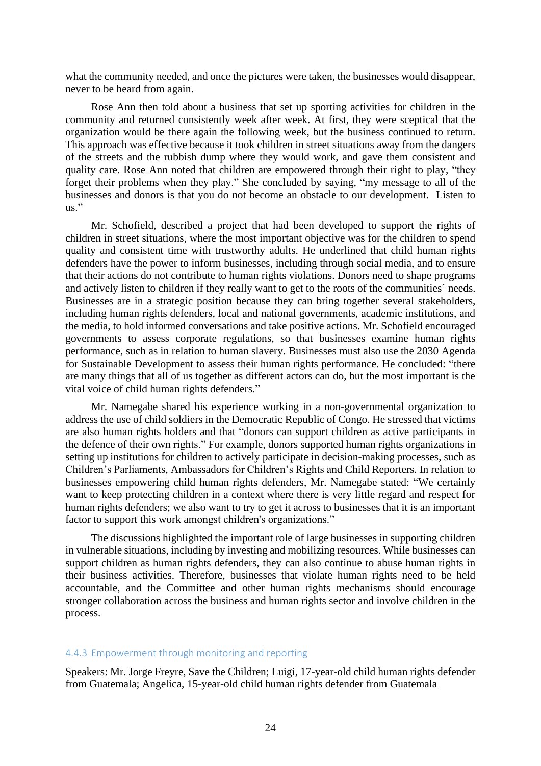what the community needed, and once the pictures were taken, the businesses would disappear, never to be heard from again.

Rose Ann then told about a business that set up sporting activities for children in the community and returned consistently week after week. At first, they were sceptical that the organization would be there again the following week, but the business continued to return. This approach was effective because it took children in street situations away from the dangers of the streets and the rubbish dump where they would work, and gave them consistent and quality care. Rose Ann noted that children are empowered through their right to play, "they forget their problems when they play." She concluded by saying, "my message to all of the businesses and donors is that you do not become an obstacle to our development. Listen to us."

Mr. Schofield, described a project that had been developed to support the rights of children in street situations, where the most important objective was for the children to spend quality and consistent time with trustworthy adults. He underlined that child human rights defenders have the power to inform businesses, including through social media, and to ensure that their actions do not contribute to human rights violations. Donors need to shape programs and actively listen to children if they really want to get to the roots of the communities´ needs. Businesses are in a strategic position because they can bring together several stakeholders, including human rights defenders, local and national governments, academic institutions, and the media, to hold informed conversations and take positive actions. Mr. Schofield encouraged governments to assess corporate regulations, so that businesses examine human rights performance, such as in relation to human slavery. Businesses must also use the 2030 Agenda for Sustainable Development to assess their human rights performance. He concluded: "there are many things that all of us together as different actors can do, but the most important is the vital voice of child human rights defenders."

Mr. Namegabe shared his experience working in a non-governmental organization to address the use of child soldiers in the Democratic Republic of Congo. He stressed that victims are also human rights holders and that "donors can support children as active participants in the defence of their own rights." For example, donors supported human rights organizations in setting up institutions for children to actively participate in decision-making processes, such as Children's Parliaments, Ambassadors for Children's Rights and Child Reporters. In relation to businesses empowering child human rights defenders, Mr. Namegabe stated: "We certainly want to keep protecting children in a context where there is very little regard and respect for human rights defenders; we also want to try to get it across to businesses that it is an important factor to support this work amongst children's organizations."

The discussions highlighted the important role of large businesses in supporting children in vulnerable situations, including by investing and mobilizing resources. While businesses can support children as human rights defenders, they can also continue to abuse human rights in their business activities. Therefore, businesses that violate human rights need to be held accountable, and the Committee and other human rights mechanisms should encourage stronger collaboration across the business and human rights sector and involve children in the process.

### 4.4.3 Empowerment through monitoring and reporting

Speakers: Mr. Jorge Freyre, Save the Children; Luigi, 17-year-old child human rights defender from Guatemala; Angelica, 15-year-old child human rights defender from Guatemala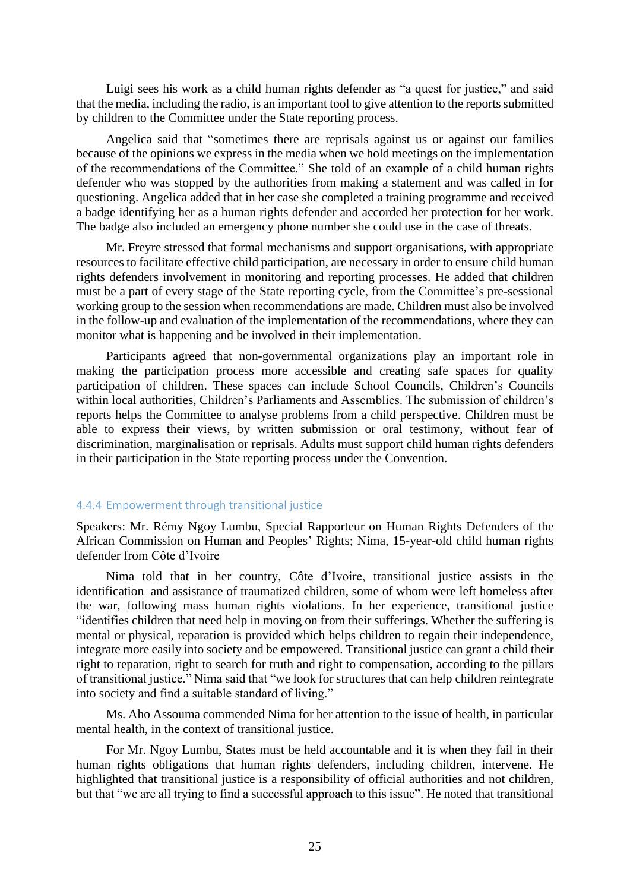Luigi sees his work as a child human rights defender as "a quest for justice," and said that the media, including the radio, is an important tool to give attention to the reports submitted by children to the Committee under the State reporting process.

Angelica said that "sometimes there are reprisals against us or against our families because of the opinions we express in the media when we hold meetings on the implementation of the recommendations of the Committee." She told of an example of a child human rights defender who was stopped by the authorities from making a statement and was called in for questioning. Angelica added that in her case she completed a training programme and received a badge identifying her as a human rights defender and accorded her protection for her work. The badge also included an emergency phone number she could use in the case of threats.

Mr. Freyre stressed that formal mechanisms and support organisations, with appropriate resources to facilitate effective child participation, are necessary in order to ensure child human rights defenders involvement in monitoring and reporting processes. He added that children must be a part of every stage of the State reporting cycle, from the Committee's pre-sessional working group to the session when recommendations are made. Children must also be involved in the follow-up and evaluation of the implementation of the recommendations, where they can monitor what is happening and be involved in their implementation.

Participants agreed that non-governmental organizations play an important role in making the participation process more accessible and creating safe spaces for quality participation of children. These spaces can include School Councils, Children's Councils within local authorities, Children's Parliaments and Assemblies. The submission of children's reports helps the Committee to analyse problems from a child perspective. Children must be able to express their views, by written submission or oral testimony, without fear of discrimination, marginalisation or reprisals. Adults must support child human rights defenders in their participation in the State reporting process under the Convention.

### 4.4.4 Empowerment through transitional justice

Speakers: Mr. Rémy Ngoy Lumbu, Special Rapporteur on Human Rights Defenders of the African Commission on Human and Peoples' Rights; Nima, 15-year-old child human rights defender from Côte d'Ivoire

Nima told that in her country, Côte d'Ivoire, transitional justice assists in the identification and assistance of traumatized children, some of whom were left homeless after the war, following mass human rights violations. In her experience, transitional justice "identifies children that need help in moving on from their sufferings. Whether the suffering is mental or physical, reparation is provided which helps children to regain their independence, integrate more easily into society and be empowered. Transitional justice can grant a child their right to reparation, right to search for truth and right to compensation, according to the pillars of transitional justice." Nima said that "we look for structures that can help children reintegrate into society and find a suitable standard of living."

Ms. Aho Assouma commended Nima for her attention to the issue of health, in particular mental health, in the context of transitional justice.

For Mr. Ngoy Lumbu, States must be held accountable and it is when they fail in their human rights obligations that human rights defenders, including children, intervene. He highlighted that transitional justice is a responsibility of official authorities and not children, but that "we are all trying to find a successful approach to this issue". He noted that transitional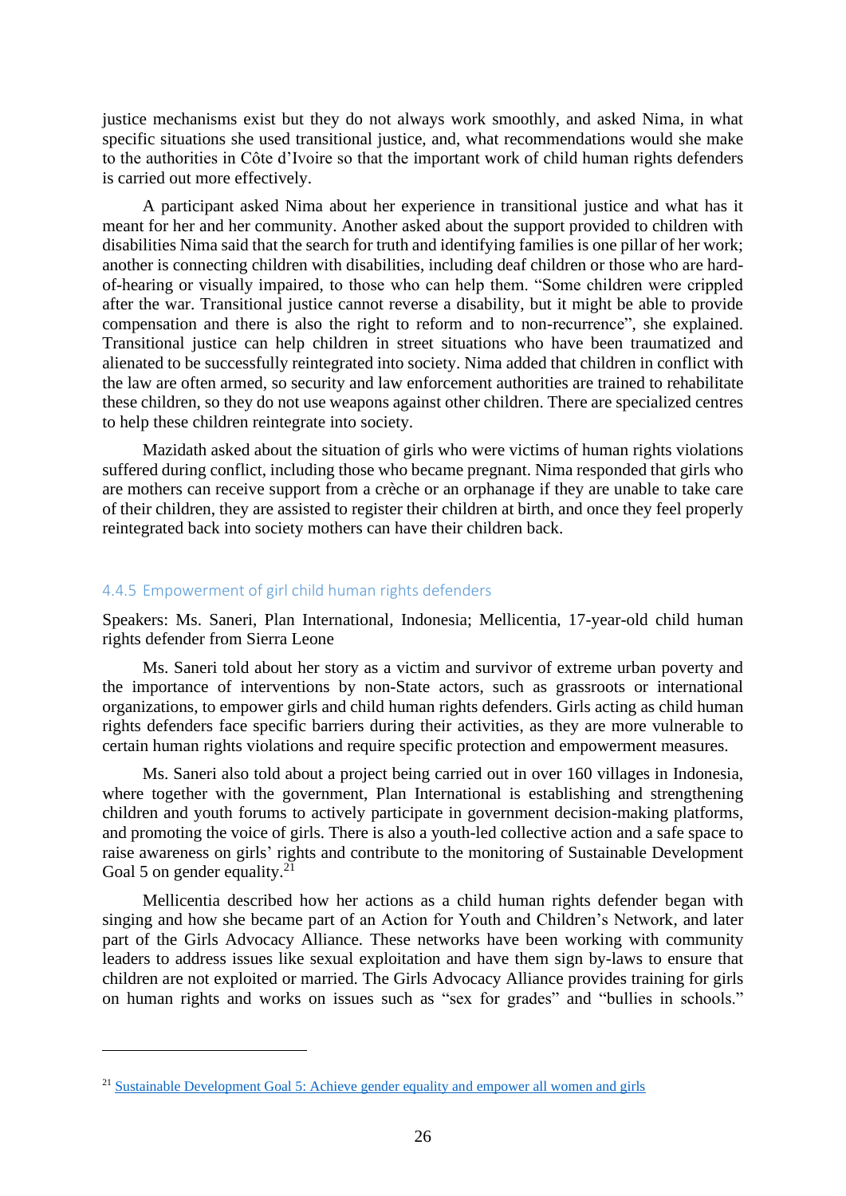justice mechanisms exist but they do not always work smoothly, and asked Nima, in what specific situations she used transitional justice, and, what recommendations would she make to the authorities in Côte d'Ivoire so that the important work of child human rights defenders is carried out more effectively.

A participant asked Nima about her experience in transitional justice and what has it meant for her and her community. Another asked about the support provided to children with disabilities Nima said that the search for truth and identifying families is one pillar of her work; another is connecting children with disabilities, including deaf children or those who are hard-of-hearing or visually impaired, to those who can help them. "Some children were crippled after the war. Transitional justice cannot reverse a disability, but it might be able to provide compensation and there is also the right to reform and to non-recurrence", she explained. Transitional justice can help children in street situations who have been traumatized and alienated to be successfully reintegrated into society. Nima added that children in conflict with the law are often armed, so security and law enforcement authorities are trained to rehabilitate these children, so they do not use weapons against other children. There are specialized centres to help these children reintegrate into society.

Mazidath asked about the situation of girls who were victims of human rights violations suffered during conflict, including those who became pregnant. Nima responded that girls who are mothers can receive support from a crèche or an orphanage if they are unable to take care of their children, they are assisted to register their children at birth, and once they feel properly reintegrated back into society mothers can have their children back.

### 4.4.5 Empowerment of girl child human rights defenders

Speakers: Ms. Saneri, Plan International, Indonesia; Mellicentia, 17-year-old child human rights defender from Sierra Leone

Ms. Saneri told about her story as a victim and survivor of extreme urban poverty and the importance of interventions by non-State actors, such as grassroots or international organizations, to empower girls and child human rights defenders. Girls acting as child human rights defenders face specific barriers during their activities, as they are more vulnerable to certain human rights violations and require specific protection and empowerment measures.

Ms. Saneri also told about a project being carried out in over 160 villages in Indonesia, where together with the government, Plan International is establishing and strengthening children and youth forums to actively participate in government decision-making platforms, and promoting the voice of girls. There is also a youth-led collective action and a safe space to raise awareness on girls' rights and contribute to the monitoring of Sustainable Development Goal 5 on gender equality.[21]

Mellicentia described how her actions as a child human rights defender began with singing and how she became part of an Action for Youth and Children's Network, and later part of the Girls Advocacy Alliance. These networks have been working with community leaders to address issues like sexual exploitation and have them sign by-laws to ensure that children are not exploited or married. The Girls Advocacy Alliance provides training for girls on human rights and works on issues such as "sex for grades" and "bullies in schools."

---

[21] Sustainable Development Goal 5: Achieve gender equality and empower all women and girls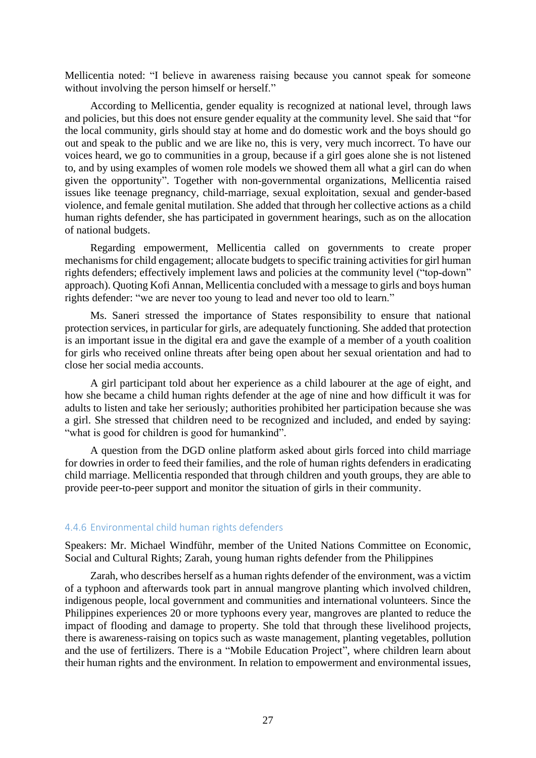Mellicentia noted: "I believe in awareness raising because you cannot speak for someone without involving the person himself or herself."

According to Mellicentia, gender equality is recognized at national level, through laws and policies, but this does not ensure gender equality at the community level. She said that "for the local community, girls should stay at home and do domestic work and the boys should go out and speak to the public and we are like no, this is very, very much incorrect. To have our voices heard, we go to communities in a group, because if a girl goes alone she is not listened to, and by using examples of women role models we showed them all what a girl can do when given the opportunity". Together with non-governmental organizations, Mellicentia raised issues like teenage pregnancy, child-marriage, sexual exploitation, sexual and gender-based violence, and female genital mutilation. She added that through her collective actions as a child human rights defender, she has participated in government hearings, such as on the allocation of national budgets.

Regarding empowerment, Mellicentia called on governments to create proper mechanisms for child engagement; allocate budgets to specific training activities for girl human rights defenders; effectively implement laws and policies at the community level ("top-down" approach). Quoting Kofi Annan, Mellicentia concluded with a message to girls and boys human rights defender: "we are never too young to lead and never too old to learn."

Ms. Saneri stressed the importance of States responsibility to ensure that national protection services, in particular for girls, are adequately functioning. She added that protection is an important issue in the digital era and gave the example of a member of a youth coalition for girls who received online threats after being open about her sexual orientation and had to close her social media accounts.

A girl participant told about her experience as a child labourer at the age of eight, and how she became a child human rights defender at the age of nine and how difficult it was for adults to listen and take her seriously; authorities prohibited her participation because she was a girl. She stressed that children need to be recognized and included, and ended by saying: "what is good for children is good for humankind".

A question from the DGD online platform asked about girls forced into child marriage for dowries in order to feed their families, and the role of human rights defenders in eradicating child marriage. Mellicentia responded that through children and youth groups, they are able to provide peer-to-peer support and monitor the situation of girls in their community.

### 4.4.6 Environmental child human rights defenders

Speakers: Mr. Michael Windführ, member of the United Nations Committee on Economic, Social and Cultural Rights; Zarah, young human rights defender from the Philippines

Zarah, who describes herself as a human rights defender of the environment, was a victim of a typhoon and afterwards took part in annual mangrove planting which involved children, indigenous people, local government and communities and international volunteers. Since the Philippines experiences 20 or more typhoons every year, mangroves are planted to reduce the impact of flooding and damage to property. She told that through these livelihood projects, there is awareness-raising on topics such as waste management, planting vegetables, pollution and the use of fertilizers. There is a "Mobile Education Project", where children learn about their human rights and the environment. In relation to empowerment and environmental issues,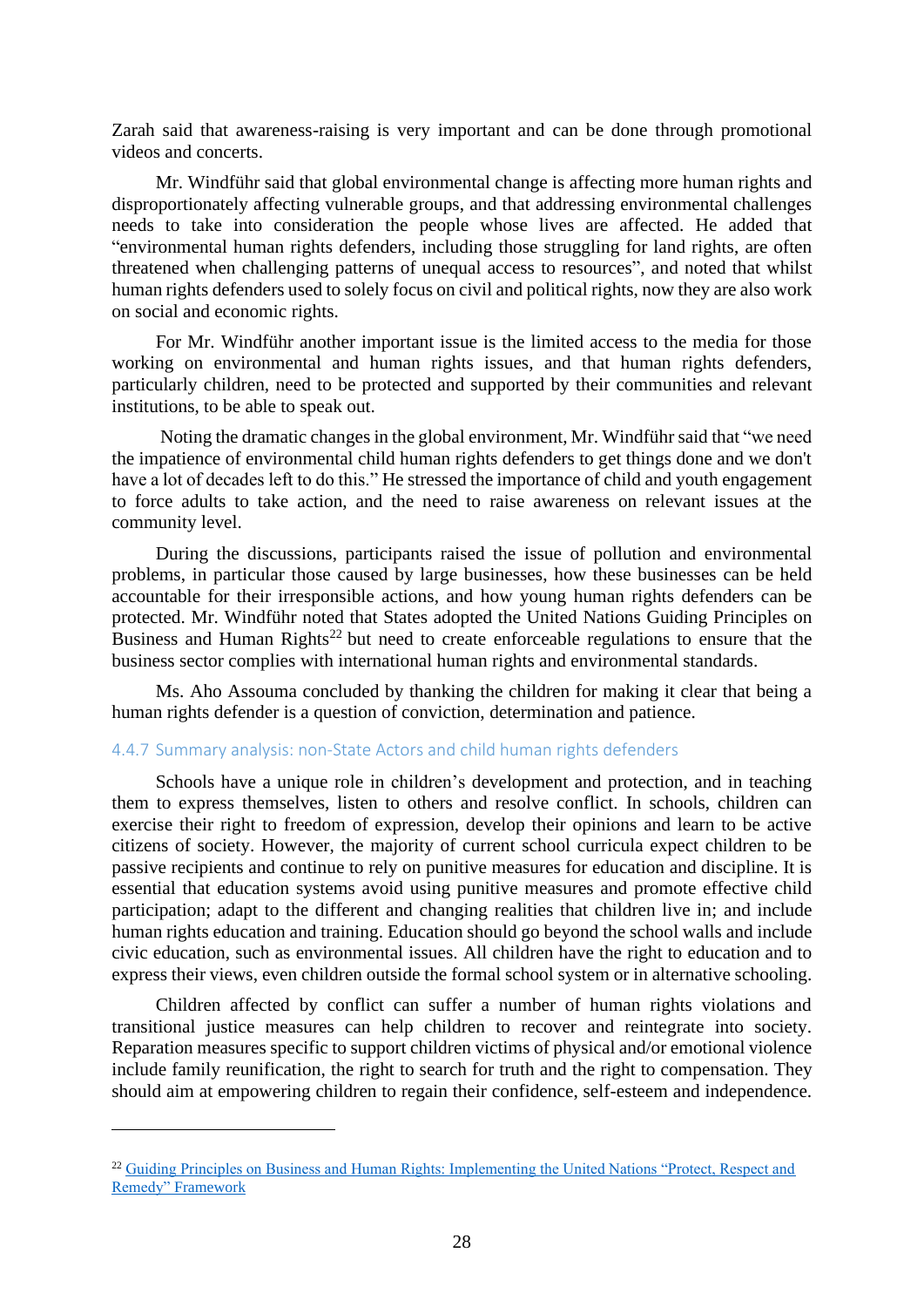Zarah said that awareness-raising is very important and can be done through promotional videos and concerts.

Mr. Windführ said that global environmental change is affecting more human rights and disproportionately affecting vulnerable groups, and that addressing environmental challenges needs to take into consideration the people whose lives are affected. He added that "environmental human rights defenders, including those struggling for land rights, are often threatened when challenging patterns of unequal access to resources", and noted that whilst human rights defenders used to solely focus on civil and political rights, now they are also work on social and economic rights.

For Mr. Windführ another important issue is the limited access to the media for those working on environmental and human rights issues, and that human rights defenders, particularly children, need to be protected and supported by their communities and relevant institutions, to be able to speak out.

Noting the dramatic changes in the global environment, Mr. Windführ said that "we need the impatience of environmental child human rights defenders to get things done and we don't have a lot of decades left to do this." He stressed the importance of child and youth engagement to force adults to take action, and the need to raise awareness on relevant issues at the community level.

During the discussions, participants raised the issue of pollution and environmental problems, in particular those caused by large businesses, how these businesses can be held accountable for their irresponsible actions, and how young human rights defenders can be protected. Mr. Windführ noted that States adopted the United Nations Guiding Principles on Business and Human Rights[22] but need to create enforceable regulations to ensure that the business sector complies with international human rights and environmental standards.

Ms. Aho Assouma concluded by thanking the children for making it clear that being a human rights defender is a question of conviction, determination and patience.

#### 4.4.7 Summary analysis: non-State Actors and child human rights defenders

Schools have a unique role in children's development and protection, and in teaching them to express themselves, listen to others and resolve conflict. In schools, children can exercise their right to freedom of expression, develop their opinions and learn to be active citizens of society. However, the majority of current school curricula expect children to be passive recipients and continue to rely on punitive measures for education and discipline. It is essential that education systems avoid using punitive measures and promote effective child participation; adapt to the different and changing realities that children live in; and include human rights education and training. Education should go beyond the school walls and include civic education, such as environmental issues. All children have the right to education and to express their views, even children outside the formal school system or in alternative schooling.

Children affected by conflict can suffer a number of human rights violations and transitional justice measures can help children to recover and reintegrate into society. Reparation measures specific to support children victims of physical and/or emotional violence include family reunification, the right to search for truth and the right to compensation. They should aim at empowering children to regain their confidence, self-esteem and independence.

---

[22] Guiding Principles on Business and Human Rights: Implementing the United Nations "Protect, Respect and Remedy" Framework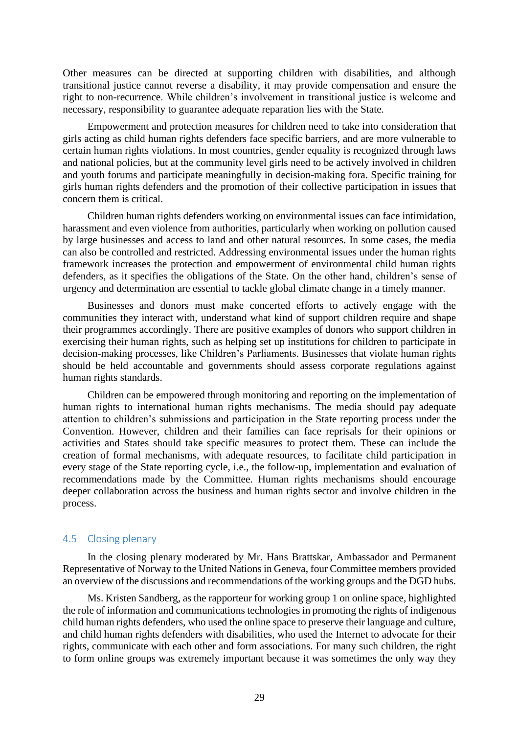Other measures can be directed at supporting children with disabilities, and although transitional justice cannot reverse a disability, it may provide compensation and ensure the right to non-recurrence. While children's involvement in transitional justice is welcome and necessary, responsibility to guarantee adequate reparation lies with the State.

Empowerment and protection measures for children need to take into consideration that girls acting as child human rights defenders face specific barriers, and are more vulnerable to certain human rights violations. In most countries, gender equality is recognized through laws and national policies, but at the community level girls need to be actively involved in children and youth forums and participate meaningfully in decision-making fora. Specific training for girls human rights defenders and the promotion of their collective participation in issues that concern them is critical.

Children human rights defenders working on environmental issues can face intimidation, harassment and even violence from authorities, particularly when working on pollution caused by large businesses and access to land and other natural resources. In some cases, the media can also be controlled and restricted. Addressing environmental issues under the human rights framework increases the protection and empowerment of environmental child human rights defenders, as it specifies the obligations of the State. On the other hand, children's sense of urgency and determination are essential to tackle global climate change in a timely manner.

Businesses and donors must make concerted efforts to actively engage with the communities they interact with, understand what kind of support children require and shape their programmes accordingly. There are positive examples of donors who support children in exercising their human rights, such as helping set up institutions for children to participate in decision-making processes, like Children's Parliaments. Businesses that violate human rights should be held accountable and governments should assess corporate regulations against human rights standards.

Children can be empowered through monitoring and reporting on the implementation of human rights to international human rights mechanisms. The media should pay adequate attention to children's submissions and participation in the State reporting process under the Convention. However, children and their families can face reprisals for their opinions or activities and States should take specific measures to protect them. These can include the creation of formal mechanisms, with adequate resources, to facilitate child participation in every stage of the State reporting cycle, i.e., the follow-up, implementation and evaluation of recommendations made by the Committee. Human rights mechanisms should encourage deeper collaboration across the business and human rights sector and involve children in the process.

### 4.5 Closing plenary

In the closing plenary moderated by Mr. Hans Brattskar, Ambassador and Permanent Representative of Norway to the United Nations in Geneva, four Committee members provided an overview of the discussions and recommendations of the working groups and the DGD hubs.

Ms. Kristen Sandberg, as the rapporteur for working group 1 on online space, highlighted the role of information and communications technologies in promoting the rights of indigenous child human rights defenders, who used the online space to preserve their language and culture, and child human rights defenders with disabilities, who used the Internet to advocate for their rights, communicate with each other and form associations. For many such children, the right to form online groups was extremely important because it was sometimes the only way they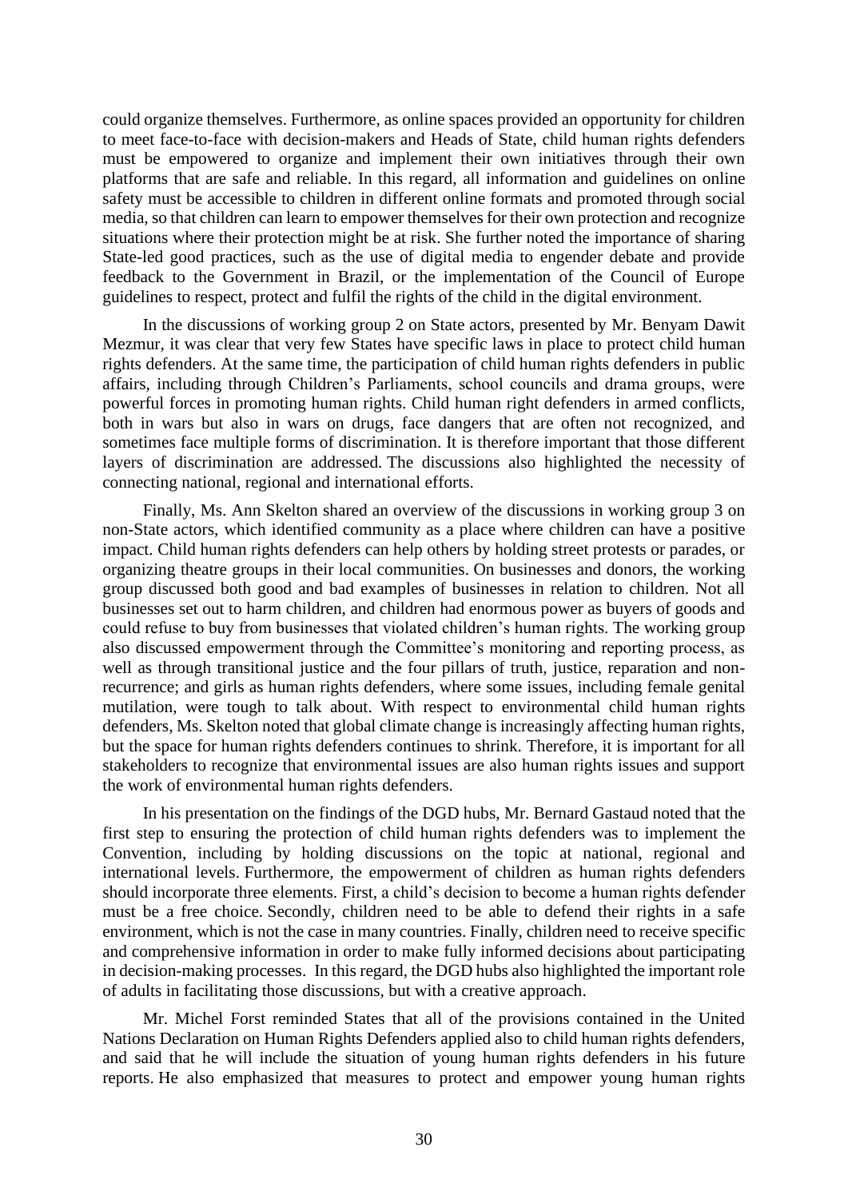could organize themselves. Furthermore, as online spaces provided an opportunity for children to meet face-to-face with decision-makers and Heads of State, child human rights defenders must be empowered to organize and implement their own initiatives through their own platforms that are safe and reliable. In this regard, all information and guidelines on online safety must be accessible to children in different online formats and promoted through social media, so that children can learn to empower themselves for their own protection and recognize situations where their protection might be at risk. She further noted the importance of sharing State-led good practices, such as the use of digital media to engender debate and provide feedback to the Government in Brazil, or the implementation of the Council of Europe guidelines to respect, protect and fulfil the rights of the child in the digital environment.

In the discussions of working group 2 on State actors, presented by Mr. Benyam Dawit Mezmur, it was clear that very few States have specific laws in place to protect child human rights defenders. At the same time, the participation of child human rights defenders in public affairs, including through Children's Parliaments, school councils and drama groups, were powerful forces in promoting human rights. Child human right defenders in armed conflicts, both in wars but also in wars on drugs, face dangers that are often not recognized, and sometimes face multiple forms of discrimination. It is therefore important that those different layers of discrimination are addressed. The discussions also highlighted the necessity of connecting national, regional and international efforts.

Finally, Ms. Ann Skelton shared an overview of the discussions in working group 3 on non-State actors, which identified community as a place where children can have a positive impact. Child human rights defenders can help others by holding street protests or parades, or organizing theatre groups in their local communities. On businesses and donors, the working group discussed both good and bad examples of businesses in relation to children. Not all businesses set out to harm children, and children had enormous power as buyers of goods and could refuse to buy from businesses that violated children's human rights. The working group also discussed empowerment through the Committee's monitoring and reporting process, as well as through transitional justice and the four pillars of truth, justice, reparation and non-recurrence; and girls as human rights defenders, where some issues, including female genital mutilation, were tough to talk about. With respect to environmental child human rights defenders, Ms. Skelton noted that global climate change is increasingly affecting human rights, but the space for human rights defenders continues to shrink. Therefore, it is important for all stakeholders to recognize that environmental issues are also human rights issues and support the work of environmental human rights defenders.

In his presentation on the findings of the DGD hubs, Mr. Bernard Gastaud noted that the first step to ensuring the protection of child human rights defenders was to implement the Convention, including by holding discussions on the topic at national, regional and international levels. Furthermore, the empowerment of children as human rights defenders should incorporate three elements. First, a child's decision to become a human rights defender must be a free choice. Secondly, children need to be able to defend their rights in a safe environment, which is not the case in many countries. Finally, children need to receive specific and comprehensive information in order to make fully informed decisions about participating in decision-making processes. In this regard, the DGD hubs also highlighted the important role of adults in facilitating those discussions, but with a creative approach.

Mr. Michel Forst reminded States that all of the provisions contained in the United Nations Declaration on Human Rights Defenders applied also to child human rights defenders, and said that he will include the situation of young human rights defenders in his future reports. He also emphasized that measures to protect and empower young human rights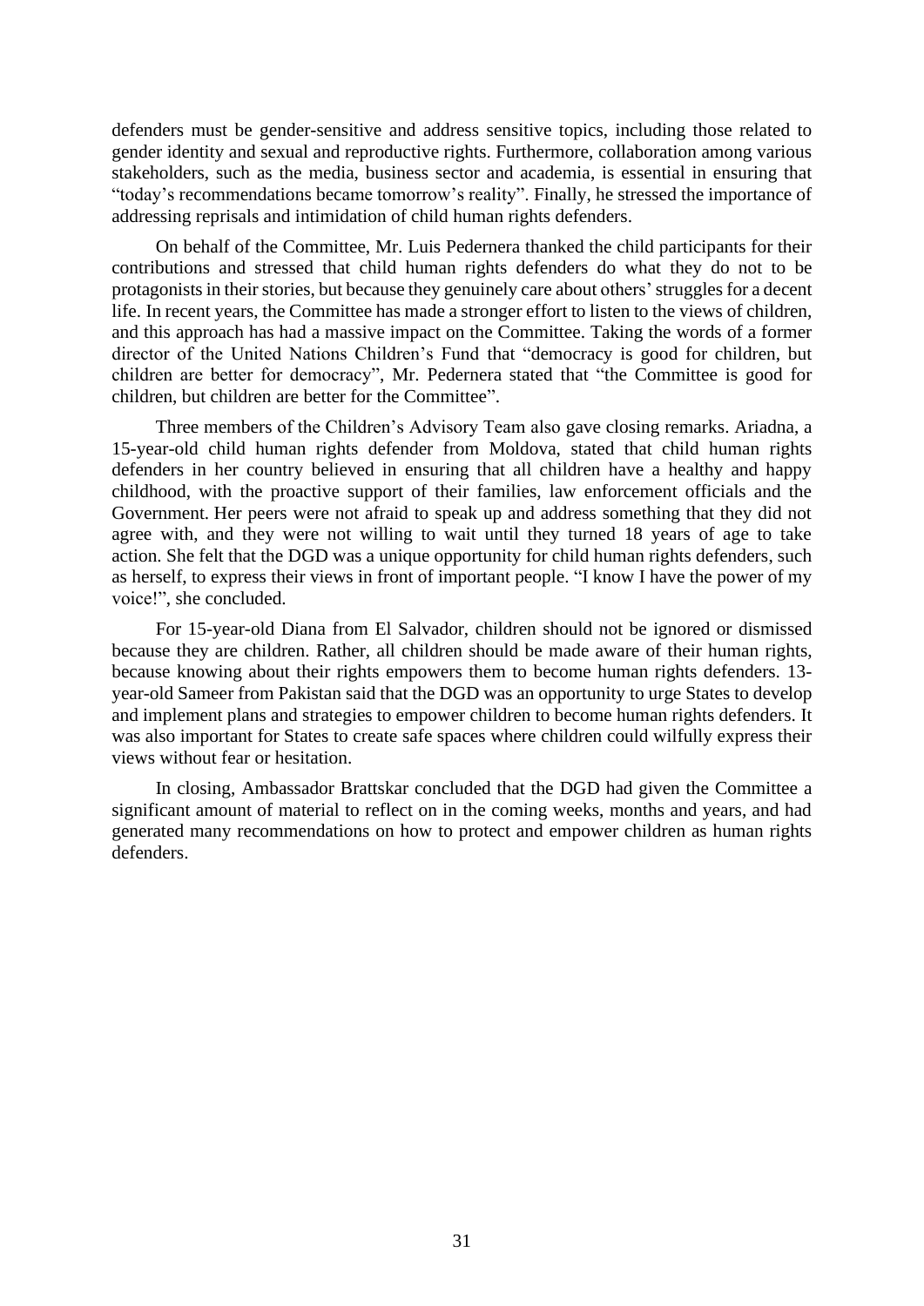defenders must be gender-sensitive and address sensitive topics, including those related to gender identity and sexual and reproductive rights. Furthermore, collaboration among various stakeholders, such as the media, business sector and academia, is essential in ensuring that "today's recommendations became tomorrow's reality". Finally, he stressed the importance of addressing reprisals and intimidation of child human rights defenders.

On behalf of the Committee, Mr. Luis Pedernera thanked the child participants for their contributions and stressed that child human rights defenders do what they do not to be protagonists in their stories, but because they genuinely care about others' struggles for a decent life. In recent years, the Committee has made a stronger effort to listen to the views of children, and this approach has had a massive impact on the Committee. Taking the words of a former director of the United Nations Children's Fund that "democracy is good for children, but children are better for democracy", Mr. Pedernera stated that "the Committee is good for children, but children are better for the Committee".

Three members of the Children's Advisory Team also gave closing remarks. Ariadna, a 15-year-old child human rights defender from Moldova, stated that child human rights defenders in her country believed in ensuring that all children have a healthy and happy childhood, with the proactive support of their families, law enforcement officials and the Government. Her peers were not afraid to speak up and address something that they did not agree with, and they were not willing to wait until they turned 18 years of age to take action. She felt that the DGD was a unique opportunity for child human rights defenders, such as herself, to express their views in front of important people. "I know I have the power of my voice!", she concluded.

For 15-year-old Diana from El Salvador, children should not be ignored or dismissed because they are children. Rather, all children should be made aware of their human rights, because knowing about their rights empowers them to become human rights defenders. 13-year-old Sameer from Pakistan said that the DGD was an opportunity to urge States to develop and implement plans and strategies to empower children to become human rights defenders. It was also important for States to create safe spaces where children could wilfully express their views without fear or hesitation.

In closing, Ambassador Brattskar concluded that the DGD had given the Committee a significant amount of material to reflect on in the coming weeks, months and years, and had generated many recommendations on how to protect and empower children as human rights defenders.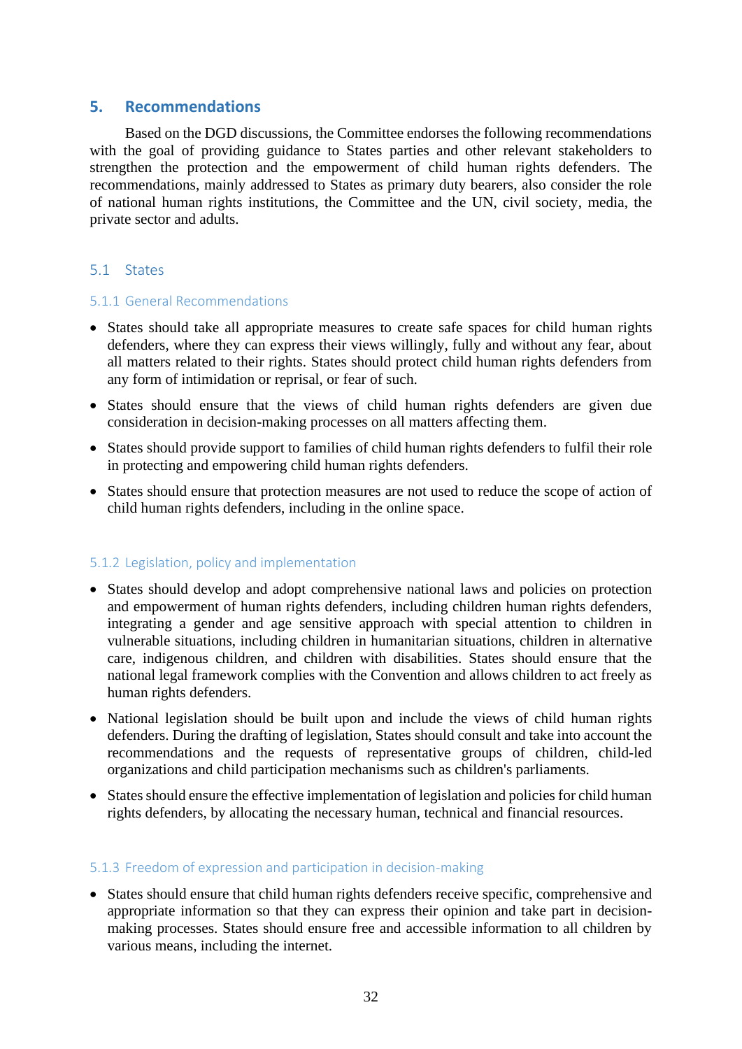# 5. Recommendations

Based on the DGD discussions, the Committee endorses the following recommendations with the goal of providing guidance to States parties and other relevant stakeholders to strengthen the protection and the empowerment of child human rights defenders. The recommendations, mainly addressed to States as primary duty bearers, also consider the role of national human rights institutions, the Committee and the UN, civil society, media, the private sector and adults.

## 5.1 States

### 5.1.1 General Recommendations

- States should take all appropriate measures to create safe spaces for child human rights defenders, where they can express their views willingly, fully and without any fear, about all matters related to their rights. States should protect child human rights defenders from any form of intimidation or reprisal, or fear of such.
- States should ensure that the views of child human rights defenders are given due consideration in decision-making processes on all matters affecting them.
- States should provide support to families of child human rights defenders to fulfil their role in protecting and empowering child human rights defenders.
- States should ensure that protection measures are not used to reduce the scope of action of child human rights defenders, including in the online space.

### 5.1.2 Legislation, policy and implementation

- States should develop and adopt comprehensive national laws and policies on protection and empowerment of human rights defenders, including children human rights defenders, integrating a gender and age sensitive approach with special attention to children in vulnerable situations, including children in humanitarian situations, children in alternative care, indigenous children, and children with disabilities. States should ensure that the national legal framework complies with the Convention and allows children to act freely as human rights defenders.
- National legislation should be built upon and include the views of child human rights defenders. During the drafting of legislation, States should consult and take into account the recommendations and the requests of representative groups of children, child-led organizations and child participation mechanisms such as children's parliaments.
- States should ensure the effective implementation of legislation and policies for child human rights defenders, by allocating the necessary human, technical and financial resources.

### 5.1.3 Freedom of expression and participation in decision-making

- States should ensure that child human rights defenders receive specific, comprehensive and appropriate information so that they can express their opinion and take part in decision-making processes. States should ensure free and accessible information to all children by various means, including the internet.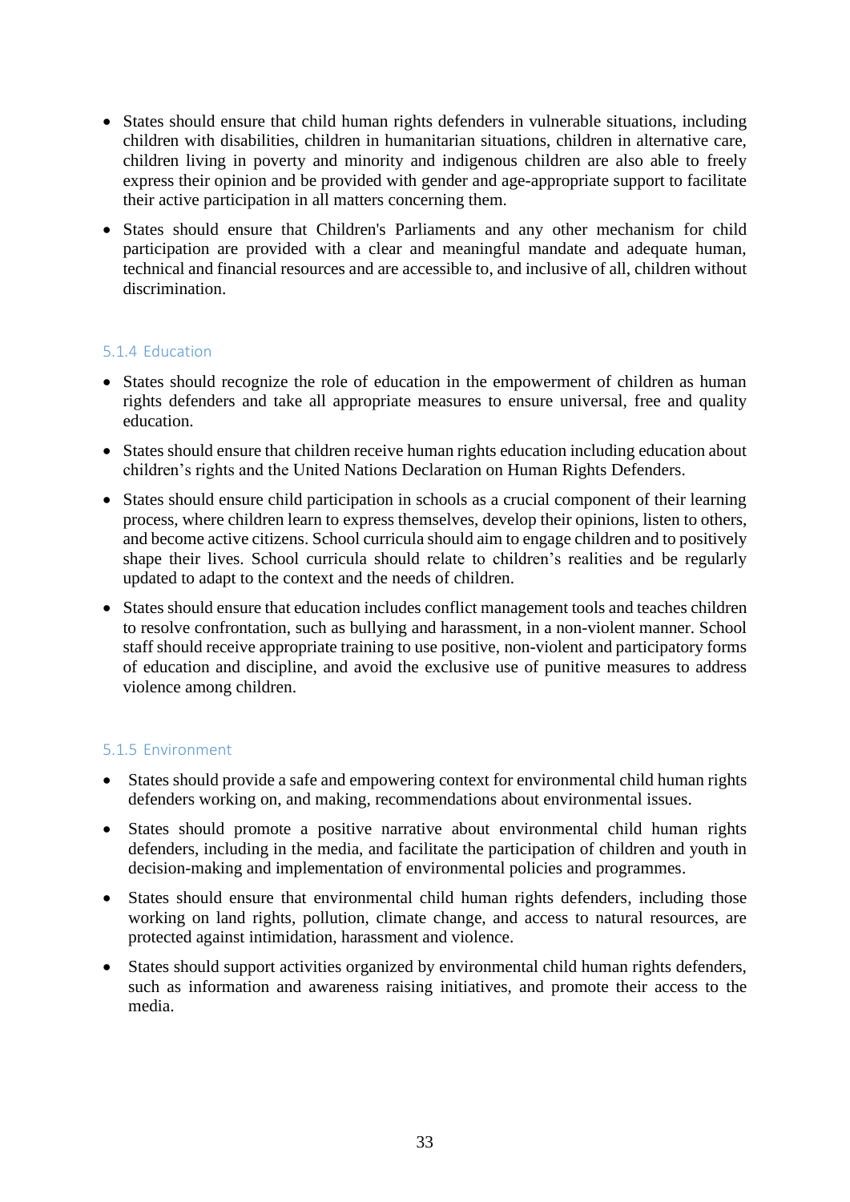- States should ensure that child human rights defenders in vulnerable situations, including children with disabilities, children in humanitarian situations, children in alternative care, children living in poverty and minority and indigenous children are also able to freely express their opinion and be provided with gender and age-appropriate support to facilitate their active participation in all matters concerning them.
- States should ensure that Children's Parliaments and any other mechanism for child participation are provided with a clear and meaningful mandate and adequate human, technical and financial resources and are accessible to, and inclusive of all, children without discrimination.

### 5.1.4 Education

- States should recognize the role of education in the empowerment of children as human rights defenders and take all appropriate measures to ensure universal, free and quality education.
- States should ensure that children receive human rights education including education about children's rights and the United Nations Declaration on Human Rights Defenders.
- States should ensure child participation in schools as a crucial component of their learning process, where children learn to express themselves, develop their opinions, listen to others, and become active citizens. School curricula should aim to engage children and to positively shape their lives. School curricula should relate to children's realities and be regularly updated to adapt to the context and the needs of children.
- States should ensure that education includes conflict management tools and teaches children to resolve confrontation, such as bullying and harassment, in a non-violent manner. School staff should receive appropriate training to use positive, non-violent and participatory forms of education and discipline, and avoid the exclusive use of punitive measures to address violence among children.

### 5.1.5 Environment

- States should provide a safe and empowering context for environmental child human rights defenders working on, and making, recommendations about environmental issues.
- States should promote a positive narrative about environmental child human rights defenders, including in the media, and facilitate the participation of children and youth in decision-making and implementation of environmental policies and programmes.
- States should ensure that environmental child human rights defenders, including those working on land rights, pollution, climate change, and access to natural resources, are protected against intimidation, harassment and violence.
- States should support activities organized by environmental child human rights defenders, such as information and awareness raising initiatives, and promote their access to the media.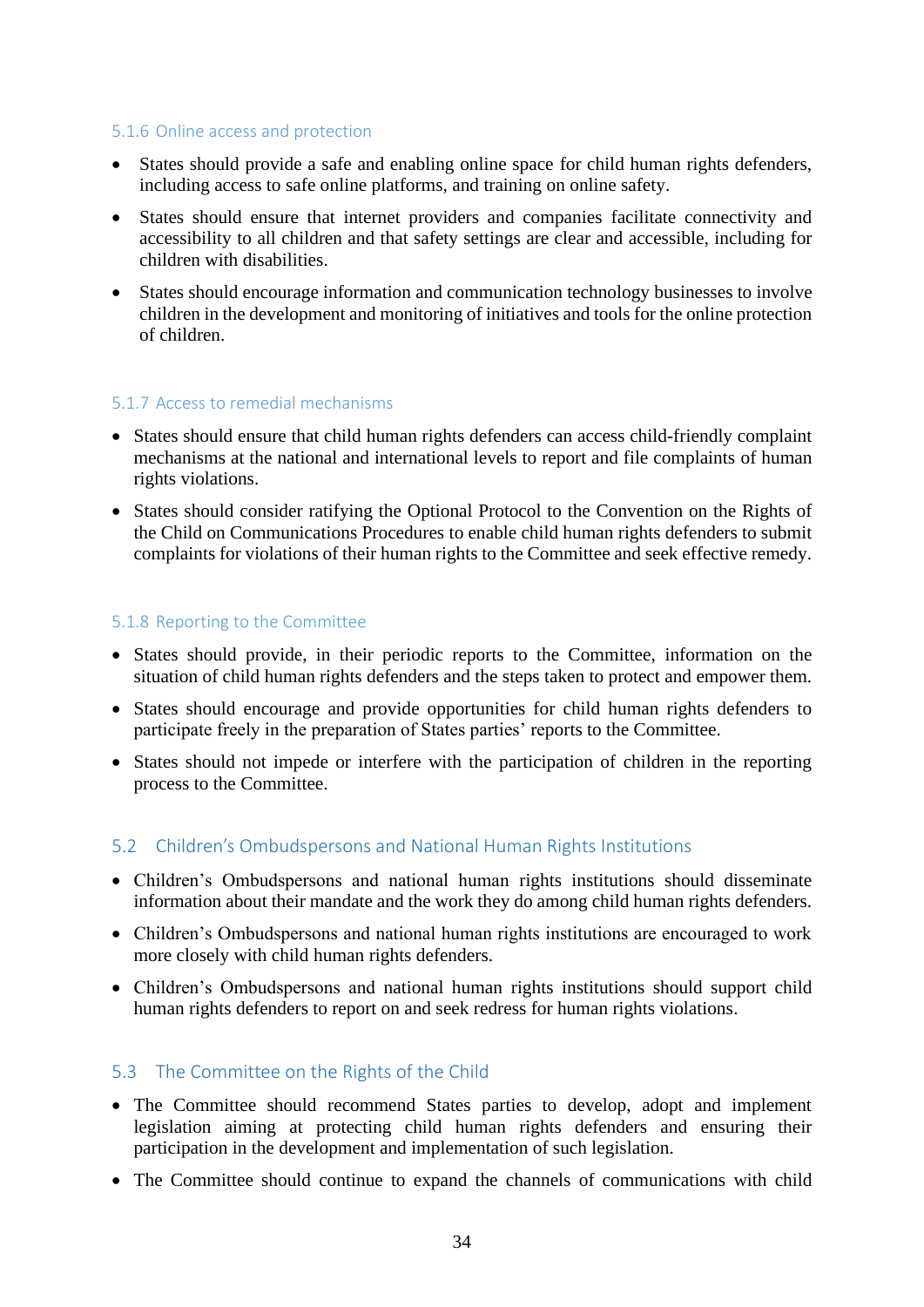#### 5.1.6 Online access and protection

- States should provide a safe and enabling online space for child human rights defenders, including access to safe online platforms, and training on online safety.
- States should ensure that internet providers and companies facilitate connectivity and accessibility to all children and that safety settings are clear and accessible, including for children with disabilities.
- States should encourage information and communication technology businesses to involve children in the development and monitoring of initiatives and tools for the online protection of children.

#### 5.1.7 Access to remedial mechanisms

- States should ensure that child human rights defenders can access child-friendly complaint mechanisms at the national and international levels to report and file complaints of human rights violations.
- States should consider ratifying the Optional Protocol to the Convention on the Rights of the Child on Communications Procedures to enable child human rights defenders to submit complaints for violations of their human rights to the Committee and seek effective remedy.

#### 5.1.8 Reporting to the Committee

- States should provide, in their periodic reports to the Committee, information on the situation of child human rights defenders and the steps taken to protect and empower them.
- States should encourage and provide opportunities for child human rights defenders to participate freely in the preparation of States parties' reports to the Committee.
- States should not impede or interfere with the participation of children in the reporting process to the Committee.

### 5.2 Children's Ombudspersons and National Human Rights Institutions

- Children's Ombudspersons and national human rights institutions should disseminate information about their mandate and the work they do among child human rights defenders.
- Children's Ombudspersons and national human rights institutions are encouraged to work more closely with child human rights defenders.
- Children's Ombudspersons and national human rights institutions should support child human rights defenders to report on and seek redress for human rights violations.

### 5.3 The Committee on the Rights of the Child

- The Committee should recommend States parties to develop, adopt and implement legislation aiming at protecting child human rights defenders and ensuring their participation in the development and implementation of such legislation.
- The Committee should continue to expand the channels of communications with child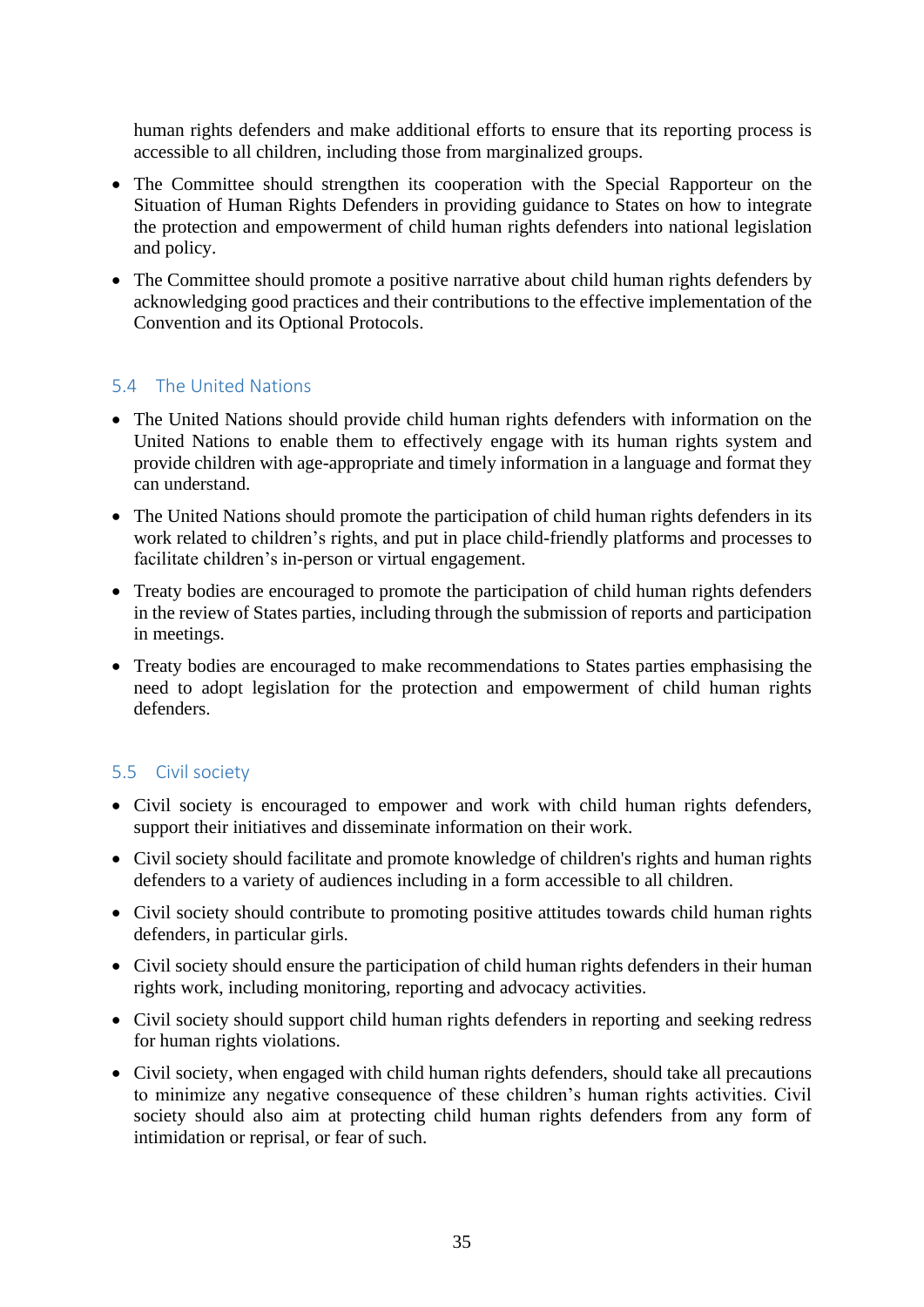human rights defenders and make additional efforts to ensure that its reporting process is accessible to all children, including those from marginalized groups.

- The Committee should strengthen its cooperation with the Special Rapporteur on the Situation of Human Rights Defenders in providing guidance to States on how to integrate the protection and empowerment of child human rights defenders into national legislation and policy.
- The Committee should promote a positive narrative about child human rights defenders by acknowledging good practices and their contributions to the effective implementation of the Convention and its Optional Protocols.

## 5.4 The United Nations

- The United Nations should provide child human rights defenders with information on the United Nations to enable them to effectively engage with its human rights system and provide children with age-appropriate and timely information in a language and format they can understand.
- The United Nations should promote the participation of child human rights defenders in its work related to children's rights, and put in place child-friendly platforms and processes to facilitate children's in-person or virtual engagement.
- Treaty bodies are encouraged to promote the participation of child human rights defenders in the review of States parties, including through the submission of reports and participation in meetings.
- Treaty bodies are encouraged to make recommendations to States parties emphasising the need to adopt legislation for the protection and empowerment of child human rights defenders.

## 5.5 Civil society

- Civil society is encouraged to empower and work with child human rights defenders, support their initiatives and disseminate information on their work.
- Civil society should facilitate and promote knowledge of children's rights and human rights defenders to a variety of audiences including in a form accessible to all children.
- Civil society should contribute to promoting positive attitudes towards child human rights defenders, in particular girls.
- Civil society should ensure the participation of child human rights defenders in their human rights work, including monitoring, reporting and advocacy activities.
- Civil society should support child human rights defenders in reporting and seeking redress for human rights violations.
- Civil society, when engaged with child human rights defenders, should take all precautions to minimize any negative consequence of these children's human rights activities. Civil society should also aim at protecting child human rights defenders from any form of intimidation or reprisal, or fear of such.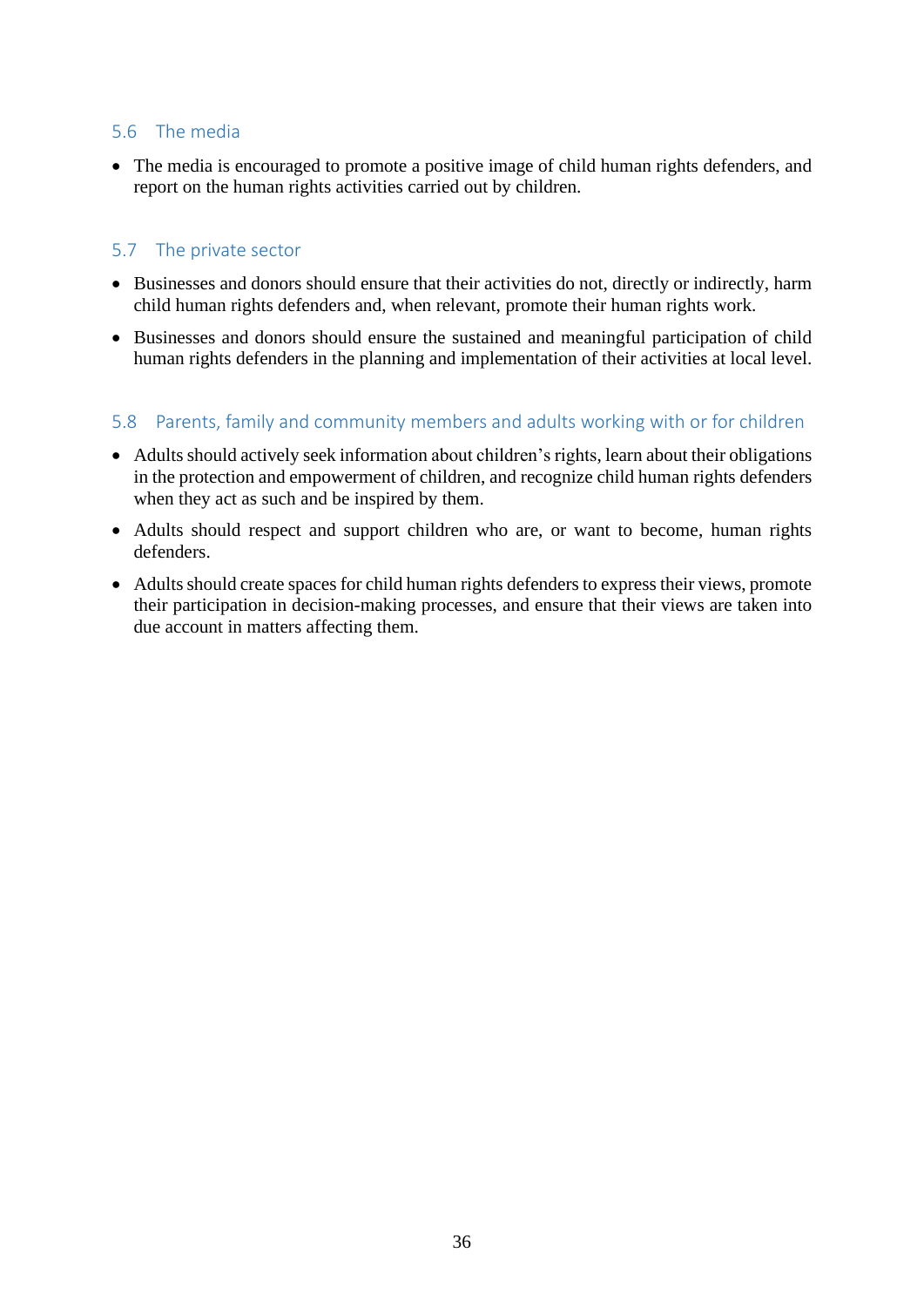### 5.6 The media

- The media is encouraged to promote a positive image of child human rights defenders, and report on the human rights activities carried out by children.

### 5.7 The private sector

- Businesses and donors should ensure that their activities do not, directly or indirectly, harm child human rights defenders and, when relevant, promote their human rights work.
- Businesses and donors should ensure the sustained and meaningful participation of child human rights defenders in the planning and implementation of their activities at local level.

### 5.8 Parents, family and community members and adults working with or for children

- Adults should actively seek information about children's rights, learn about their obligations in the protection and empowerment of children, and recognize child human rights defenders when they act as such and be inspired by them.
- Adults should respect and support children who are, or want to become, human rights defenders.
- Adults should create spaces for child human rights defenders to express their views, promote their participation in decision-making processes, and ensure that their views are taken into due account in matters affecting them.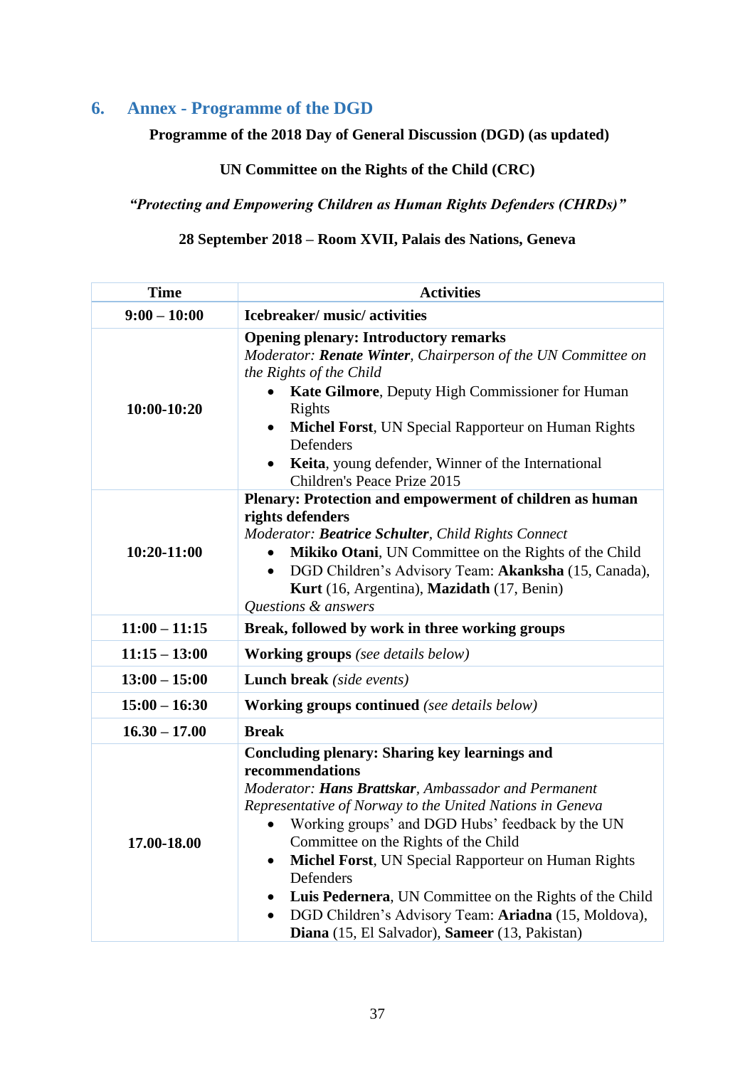## 6. Annex - Programme of the DGD

**Programme of the 2018 Day of General Discussion (DGD) (as updated)**

**UN Committee on the Rights of the Child (CRC)**

***"Protecting and Empowering Children as Human Rights Defenders (CHRDs)"***

**28 September 2018 – Room XVII, Palais des Nations, Geneva**

| Time | Activities |
|---|---|
| **9:00 – 10:00** | **Icebreaker/ music/ activities** |
| **10:00-10:20** | **Opening plenary: Introductory remarks**<br>*Moderator: **Renate Winter**, Chairperson of the UN Committee on the Rights of the Child*<br>• **Kate Gilmore**, Deputy High Commissioner for Human Rights<br>• **Michel Forst**, UN Special Rapporteur on Human Rights Defenders<br>• **Keita**, young defender, Winner of the International Children's Peace Prize 2015 |
| **10:20-11:00** | **Plenary: Protection and empowerment of children as human rights defenders**<br>*Moderator: **Beatrice Schulter**, Child Rights Connect*<br>• **Mikiko Otani**, UN Committee on the Rights of the Child<br>• DGD Children's Advisory Team: **Akanksha** (15, Canada), **Kurt** (16, Argentina), **Mazidath** (17, Benin)<br>*Questions & answers* |
| **11:00 – 11:15** | **Break, followed by work in three working groups** |
| **11:15 – 13:00** | **Working groups** *(see details below)* |
| **13:00 – 15:00** | **Lunch break** *(side events)* |
| **15:00 – 16:30** | **Working groups continued** *(see details below)* |
| **16.30 – 17.00** | **Break** |
| **17.00-18.00** | **Concluding plenary: Sharing key learnings and recommendations**<br>*Moderator: **Hans Brattskar**, Ambassador and Permanent Representative of Norway to the United Nations in Geneva*<br>• Working groups' and DGD Hubs' feedback by the UN Committee on the Rights of the Child<br>• **Michel Forst**, UN Special Rapporteur on Human Rights Defenders<br>• **Luis Pedernera**, UN Committee on the Rights of the Child<br>• DGD Children's Advisory Team: **Ariadna** (15, Moldova), **Diana** (15, El Salvador), **Sameer** (13, Pakistan) |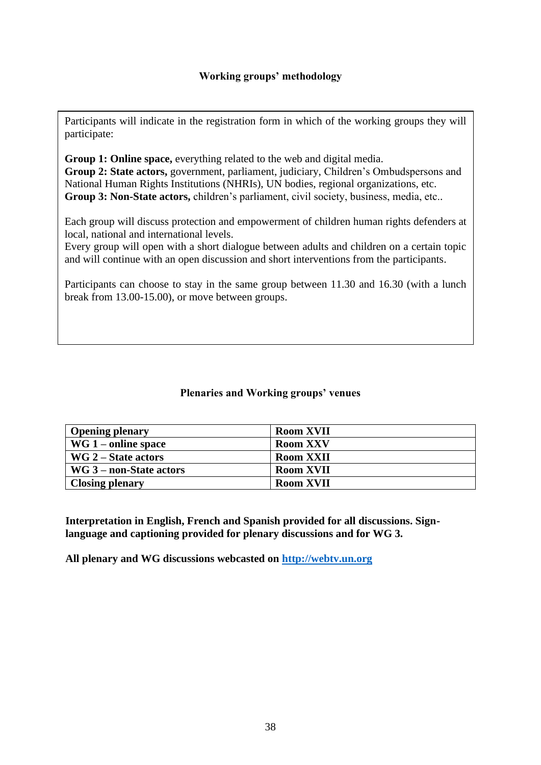### Working groups' methodology

Participants will indicate in the registration form in which of the working groups they will participate:

**Group 1: Online space,** everything related to the web and digital media.
**Group 2: State actors,** government, parliament, judiciary, Children's Ombudspersons and National Human Rights Institutions (NHRIs), UN bodies, regional organizations, etc.
**Group 3: Non-State actors,** children's parliament, civil society, business, media, etc..

Each group will discuss protection and empowerment of children human rights defenders at local, national and international levels.
Every group will open with a short dialogue between adults and children on a certain topic and will continue with an open discussion and short interventions from the participants.

Participants can choose to stay in the same group between 11.30 and 16.30 (with a lunch break from 13.00-15.00), or move between groups.

### Plenaries and Working groups' venues

| **Opening plenary** | **Room XVII** |
|---|---|
| **WG 1 – online space** | **Room XXV** |
| **WG 2 – State actors** | **Room XXII** |
| **WG 3 – non-State actors** | **Room XVII** |
| **Closing plenary** | **Room XVII** |

**Interpretation in English, French and Spanish provided for all discussions. Sign-language and captioning provided for plenary discussions and for WG 3.**

**All plenary and WG discussions webcasted on [http://webtv.un.org](http://webtv.un.org)**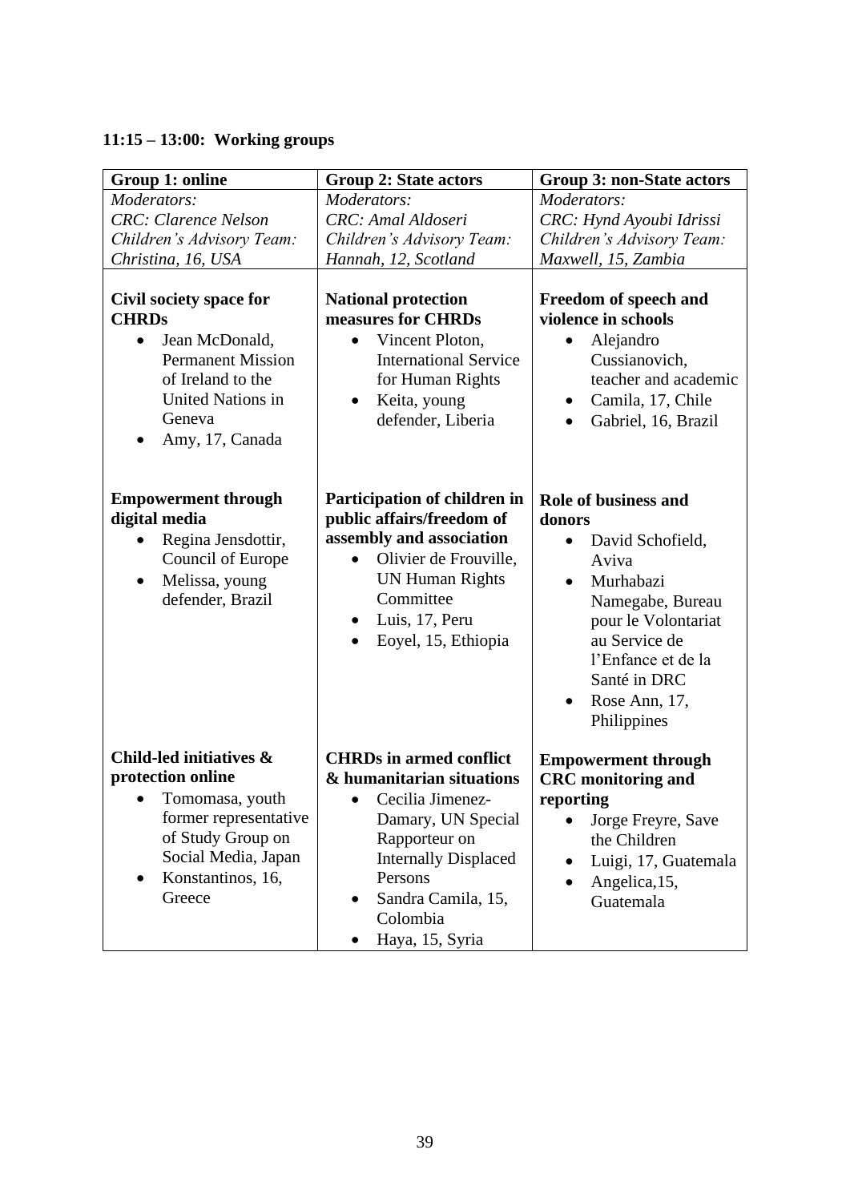**11:15 – 13:00: Working groups**

| Group 1: online | Group 2: State actors | Group 3: non-State actors |
|---|---|---|
| *Moderators:*<br>*CRC: Clarence Nelson*<br>*Children's Advisory Team: Christina, 16, USA* | *Moderators:*<br>*CRC: Amal Aldoseri*<br>*Children's Advisory Team: Hannah, 12, Scotland* | *Moderators:*<br>*CRC: Hynd Ayoubi Idrissi*<br>*Children's Advisory Team: Maxwell, 15, Zambia* |
| **Civil society space for CHRDs**<br>• Jean McDonald, Permanent Mission of Ireland to the United Nations in Geneva<br>• Amy, 17, Canada | **National protection measures for CHRDs**<br>• Vincent Ploton, International Service for Human Rights<br>• Keita, young defender, Liberia | **Freedom of speech and violence in schools**<br>• Alejandro Cussianovich, teacher and academic<br>• Camila, 17, Chile<br>• Gabriel, 16, Brazil |
| **Empowerment through digital media**<br>• Regina Jensdottir, Council of Europe<br>• Melissa, young defender, Brazil | **Participation of children in public affairs/freedom of assembly and association**<br>• Olivier de Frouville, UN Human Rights Committee<br>• Luis, 17, Peru<br>• Eoyel, 15, Ethiopia | **Role of business and donors**<br>• David Schofield, Aviva<br>• Murhabazi Namegabe, Bureau pour le Volontariat au Service de l'Enfance et de la Santé in DRC<br>• Rose Ann, 17, Philippines |
| **Child-led initiatives & protection online**<br>• Tomomasa, youth former representative of Study Group on Social Media, Japan<br>• Konstantinos, 16, Greece | **CHRDs in armed conflict & humanitarian situations**<br>• Cecilia Jimenez-Damary, UN Special Rapporteur on Internally Displaced Persons<br>• Sandra Camila, 15, Colombia<br>• Haya, 15, Syria | **Empowerment through CRC monitoring and reporting**<br>• Jorge Freyre, Save the Children<br>• Luigi, 17, Guatemala<br>• Angelica,15, Guatemala |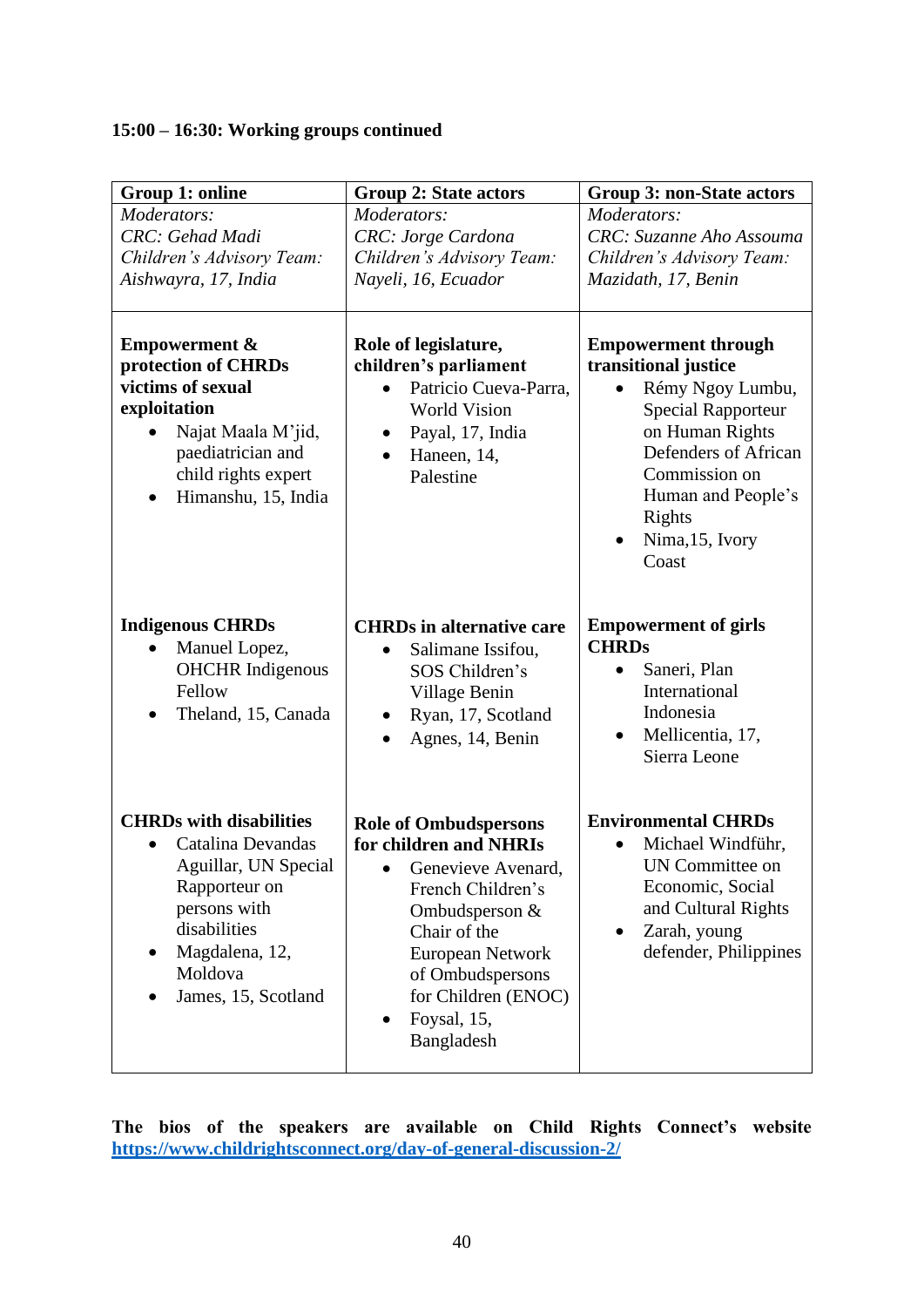**15:00 – 16:30: Working groups continued**

| Group 1: online | Group 2: State actors | Group 3: non-State actors |
|---|---|---|
| *Moderators:*<br>*CRC: Gehad Madi*<br>*Children's Advisory Team: Aishwayra, 17, India* | *Moderators:*<br>*CRC: Jorge Cardona*<br>*Children's Advisory Team: Nayeli, 16, Ecuador* | *Moderators:*<br>*CRC: Suzanne Aho Assouma*<br>*Children's Advisory Team: Mazidath, 17, Benin* |
| **Empowerment & protection of CHRDs victims of sexual exploitation**<br>• Najat Maala M'jid, paediatrician and child rights expert<br>• Himanshu, 15, India | **Role of legislature, children's parliament**<br>• Patricio Cueva-Parra, World Vision<br>• Payal, 17, India<br>• Haneen, 14, Palestine | **Empowerment through transitional justice**<br>• Rémy Ngoy Lumbu, Special Rapporteur on Human Rights Defenders of African Commission on Human and People's Rights<br>• Nima,15, Ivory Coast |
| **Indigenous CHRDs**<br>• Manuel Lopez, OHCHR Indigenous Fellow<br>• Theland, 15, Canada | **CHRDs in alternative care**<br>• Salimane Issifou, SOS Children's Village Benin<br>• Ryan, 17, Scotland<br>• Agnes, 14, Benin | **Empowerment of girls CHRDs**<br>• Saneri, Plan International Indonesia<br>• Mellicentia, 17, Sierra Leone |
| **CHRDs with disabilities**<br>• Catalina Devandas Aguillar, UN Special Rapporteur on persons with disabilities<br>• Magdalena, 12, Moldova<br>• James, 15, Scotland | **Role of Ombudspersons for children and NHRIs**<br>• Genevieve Avenard, French Children's Ombudsperson & Chair of the European Network of Ombudspersons for Children (ENOC)<br>• Foysal, 15, Bangladesh | **Environmental CHRDs**<br>• Michael Windführ, UN Committee on Economic, Social and Cultural Rights<br>• Zarah, young defender, Philippines |

**The bios of the speakers are available on Child Rights Connect's website [https://www.childrightsconnect.org/day-of-general-discussion-2/](https://www.childrightsconnect.org/day-of-general-discussion-2/)**